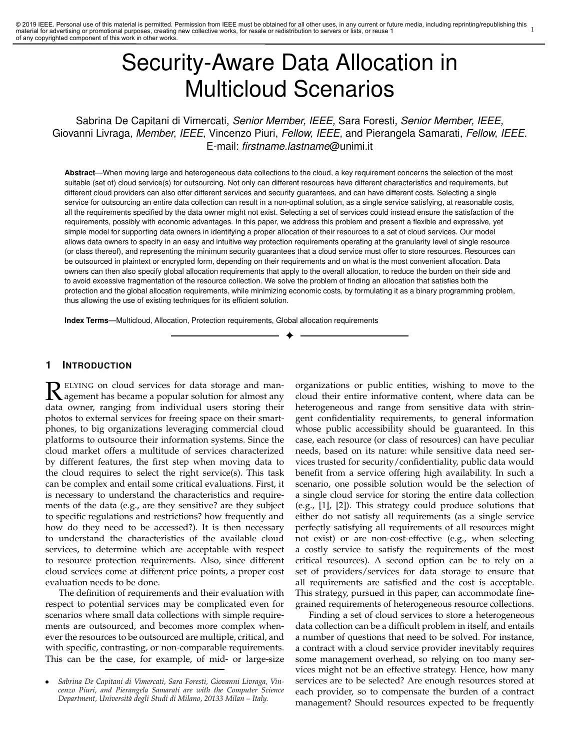© 2019 IEEE. Personal use of this material is permitted. Permission from IEEE must be obtained for all other uses, in any current or future media, including reprinting/republishing this material for advertising or promotional purposes, creating new collective works, for resale or redistribution to servers or lists, or reuse 1 of any copyrighted component of this work in other works.

# Security-Aware Data Allocation in Multicloud Scenarios

Sabrina De Capitani di Vimercati, *Senior Member, IEEE,* Sara Foresti, *Senior Member, IEEE,* Giovanni Livraga, *Member, IEEE,* Vincenzo Piuri, *Fellow, IEEE,* and Pierangela Samarati, *Fellow, IEEE.*
E-mail: *firstname.lastname*@unimi.it

**Abstract**—When moving large and heterogeneous data collections to the cloud, a key requirement concerns the selection of the most suitable (set of) cloud service(s) for outsourcing. Not only can different resources have different characteristics and requirements, but different cloud providers can also offer different services and security guarantees, and can have different costs. Selecting a single service for outsourcing an entire data collection can result in a non-optimal solution, as a single service satisfying, at reasonable costs, all the requirements specified by the data owner might not exist. Selecting a set of services could instead ensure the satisfaction of the requirements, possibly with economic advantages. In this paper, we address this problem and present a flexible and expressive, yet simple model for supporting data owners in identifying a proper allocation of their resources to a set of cloud services. Our model allows data owners to specify in an easy and intuitive way protection requirements operating at the granularity level of single resource (or class thereof), and representing the minimum security guarantees that a cloud service must offer to store resources. Resources can be outsourced in plaintext or encrypted form, depending on their requirements and on what is the most convenient allocation. Data owners can then also specify global allocation requirements that apply to the overall allocation, to reduce the burden on their side and to avoid excessive fragmentation of the resource collection. We solve the problem of finding an allocation that satisfies both the protection and the global allocation requirements, while minimizing economic costs, by formulating it as a binary programming problem, thus allowing the use of existing techniques for its efficient solution.

**Index Terms**—Multicloud, Allocation, Protection requirements, Global allocation requirements

## 1 Introduction

Relying on cloud services for data storage and management has became a popular solution for almost any data owner, ranging from individual users storing their photos to external services for freeing space on their smartphones, to big organizations leveraging commercial cloud platforms to outsource their information systems. Since the cloud market offers a multitude of services characterized by different features, the first step when moving data to the cloud requires to select the right service(s). This task can be complex and entail some critical evaluations. First, it is necessary to understand the characteristics and requirements of the data (e.g., are they sensitive? are they subject to specific regulations and restrictions? how frequently and how do they need to be accessed?). It is then necessary to understand the characteristics of the available cloud services, to determine which are acceptable with respect to resource protection requirements. Also, since different cloud services come at different price points, a proper cost evaluation needs to be done.

The definition of requirements and their evaluation with respect to potential services may be complicated even for scenarios where small data collections with simple requirements are outsourced, and becomes more complex whenever the resources to be outsourced are multiple, critical, and with specific, contrasting, or non-comparable requirements. This can be the case, for example, of mid- or large-size organizations or public entities, wishing to move to the cloud their entire informative content, where data can be heterogeneous and range from sensitive data with stringent confidentiality requirements, to general information whose public accessibility should be guaranteed. In this case, each resource (or class of resources) can have peculiar needs, based on its nature: while sensitive data need services trusted for security/confidentiality, public data would benefit from a service offering high availability. In such a scenario, one possible solution would be the selection of a single cloud service for storing the entire data collection (e.g., [1], [2]). This strategy could produce solutions that either do not satisfy all requirements (as a single service perfectly satisfying all requirements of all resources might not exist) or are non-cost-effective (e.g., when selecting a costly service to satisfy the requirements of the most critical resources). A second option can be to rely on a set of providers/services for data storage to ensure that all requirements are satisfied and the cost is acceptable. This strategy, pursued in this paper, can accommodate fine-grained requirements of heterogeneous resource collections.

Finding a set of cloud services to store a heterogeneous data collection can be a difficult problem in itself, and entails a number of questions that need to be solved. For instance, a contract with a cloud service provider inevitably requires some management overhead, so relying on too many services might not be an effective strategy. Hence, how many services are to be selected? Are enough resources stored at each provider, so to compensate the burden of a contract management? Should resources expected to be frequently

- *Sabrina De Capitani di Vimercati, Sara Foresti, Giovanni Livraga, Vincenzo Piuri, and Pierangela Samarati are with the Computer Science Department, Università degli Studi di Milano, 20133 Milan – Italy.*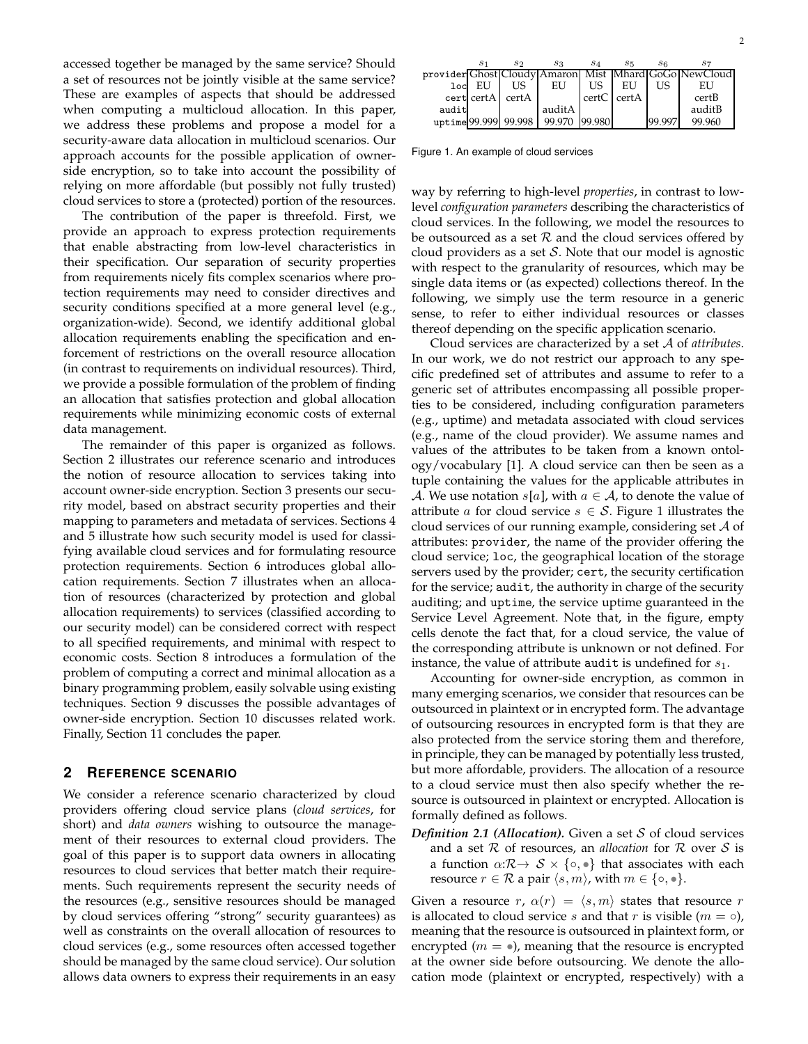accessed together be managed by the same service? Should a set of resources not be jointly visible at the same service? These are examples of aspects that should be addressed when computing a multicloud allocation. In this paper, we address these problems and propose a model for a security-aware data allocation in multicloud scenarios. Our approach accounts for the possible application of owner-side encryption, so to take into account the possibility of relying on more affordable (but possibly not fully trusted) cloud services to store a (protected) portion of the resources.

The contribution of the paper is threefold. First, we provide an approach to express protection requirements that enable abstracting from low-level characteristics in their specification. Our separation of security properties from requirements nicely fits complex scenarios where protection requirements may need to consider directives and security conditions specified at a more general level (e.g., organization-wide). Second, we identify additional global allocation requirements enabling the specification and enforcement of restrictions on the overall resource allocation (in contrast to requirements on individual resources). Third, we provide a possible formulation of the problem of finding an allocation that satisfies protection and global allocation requirements while minimizing economic costs of external data management.

The remainder of this paper is organized as follows. Section 2 illustrates our reference scenario and introduces the notion of resource allocation to services taking into account owner-side encryption. Section 3 presents our security model, based on abstract security properties and their mapping to parameters and metadata of services. Sections 4 and 5 illustrate how such security model is used for classifying available cloud services and for formulating resource protection requirements. Section 6 introduces global allocation requirements. Section 7 illustrates when an allocation of resources (characterized by protection and global allocation requirements) to services (classified according to our security model) can be considered correct with respect to all specified requirements, and minimal with respect to economic costs. Section 8 introduces a formulation of the problem of computing a correct and minimal allocation as a binary programming problem, easily solvable using existing techniques. Section 9 discusses the possible advantages of owner-side encryption. Section 10 discusses related work. Finally, Section 11 concludes the paper.

## 2 Reference scenario

We consider a reference scenario characterized by cloud providers offering cloud service plans (*cloud services*, for short) and *data owners* wishing to outsource the management of their resources to external cloud providers. The goal of this paper is to support data owners in allocating resources to cloud services that better match their requirements. Such requirements represent the security needs of the resources (e.g., sensitive resources should be managed by cloud services offering "strong" security guarantees) as well as constraints on the overall allocation of resources to cloud services (e.g., some resources often accessed together should be managed by the same cloud service). Our solution allows data owners to express their requirements in an easy way by referring to high-level *properties*, in contrast to low-level *configuration parameters* describing the characteristics of cloud services. In the following, we model the resources to be outsourced as a set $\mathcal{R}$ and the cloud services offered by cloud providers as a set $\mathcal{S}$. Note that our model is agnostic with respect to the granularity of resources, which may be single data items or (as expected) collections thereof. In the following, we simply use the term resource in a generic sense, to refer to either individual resources or classes thereof depending on the specific application scenario.

|  | $s_1$ | $s_2$ | $s_3$ | $s_4$ | $s_5$ | $s_6$ | $s_7$ |
|---|---|---|---|---|---|---|---|
| provider | Ghost | Cloudy | Amaron | Mist | Mhard | GoGo | NewCloud |
| loc | EU | US | EU | US | EU | US | EU |
| cert | certA | certA |  | certC | certA |  | certB |
| audit |  |  | auditA |  |  |  | auditB |
| uptime | 99.999 | 99.998 | 99.970 | 99.980 |  | 99.997 | 99.960 |

Figure 1. An example of cloud services

Cloud services are characterized by a set $\mathcal{A}$ of *attributes*. In our work, we do not restrict our approach to any specific predefined set of attributes and assume to refer to a generic set of attributes encompassing all possible properties to be considered, including configuration parameters (e.g., uptime) and metadata associated with cloud services (e.g., name of the cloud provider). We assume names and values of the attributes to be taken from a known ontology/vocabulary [1]. A cloud service can then be seen as a tuple containing the values for the applicable attributes in $\mathcal{A}$. We use notation $s[a]$, with $a \in \mathcal{A}$, to denote the value of attribute $a$ for cloud service $s \in \mathcal{S}$. Figure 1 illustrates the cloud services of our running example, considering set $\mathcal{A}$ of attributes: `provider`, the name of the provider offering the cloud service; `loc`, the geographical location of the storage servers used by the provider; `cert`, the security certification for the service; `audit`, the authority in charge of the security auditing; and `uptime`, the service uptime guaranteed in the Service Level Agreement. Note that, in the figure, empty cells denote the fact that, for a cloud service, the value of the corresponding attribute is unknown or not defined. For instance, the value of attribute `audit` is undefined for $s_1$.

Accounting for owner-side encryption, as common in many emerging scenarios, we consider that resources can be outsourced in plaintext or in encrypted form. The advantage of outsourcing resources in encrypted form is that they are also protected from the service storing them and therefore, in principle, they can be managed by potentially less trusted, but more affordable, providers. The allocation of a resource to a cloud service must then also specify whether the resource is outsourced in plaintext or encrypted. Allocation is formally defined as follows.

***Definition 2.1 (Allocation).*** Given a set $\mathcal{S}$ of cloud services and a set $\mathcal{R}$ of resources, an *allocation* for $\mathcal{R}$ over $\mathcal{S}$ is a function $\alpha$:$\mathcal{R} \rightarrow \mathcal{S} \times \{\circ, \bullet\}$ that associates with each resource $r \in \mathcal{R}$ a pair $\langle s, m \rangle$, with $m \in \{\circ, \bullet\}$.

Given a resource $r$, $\alpha(r) = \langle s, m \rangle$ states that resource $r$ is allocated to cloud service $s$ and that $r$ is visible ($m = \circ$), meaning that the resource is outsourced in plaintext form, or encrypted ($m = \bullet$), meaning that the resource is encrypted at the owner side before outsourcing. We denote the allocation mode (plaintext or encrypted, respectively) with a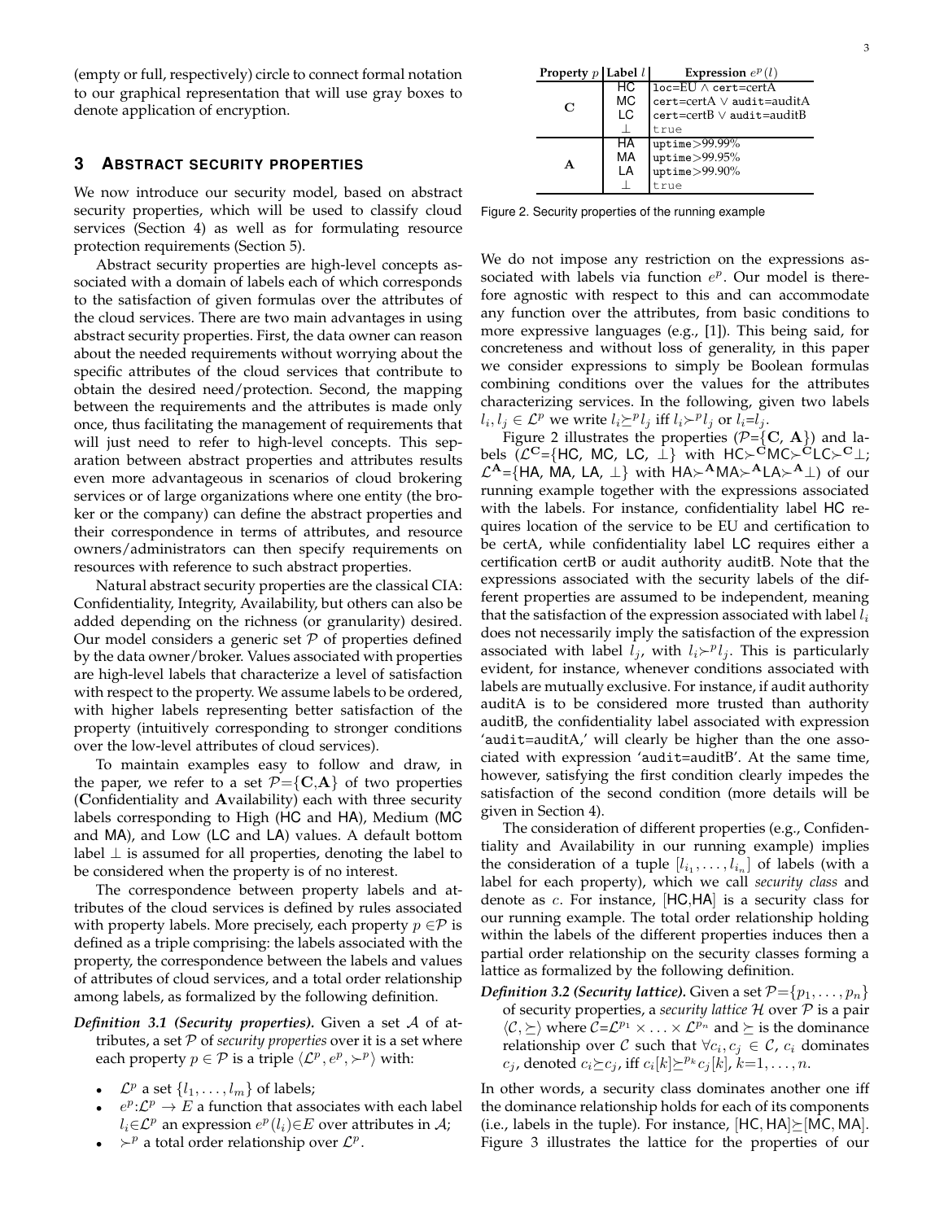(empty or full, respectively) circle to connect formal notation to our graphical representation that will use gray boxes to denote application of encryption.

## 3 Abstract Security Properties

We now introduce our security model, based on abstract security properties, which will be used to classify cloud services (Section 4) as well as for formulating resource protection requirements (Section 5).

Abstract security properties are high-level concepts associated with a domain of labels each of which corresponds to the satisfaction of given formulas over the attributes of the cloud services. There are two main advantages in using abstract security properties. First, the data owner can reason about the needed requirements without worrying about the specific attributes of the cloud services that contribute to obtain the desired need/protection. Second, the mapping between the requirements and the attributes is made only once, thus facilitating the management of requirements that will just need to refer to high-level concepts. This separation between abstract properties and attributes results even more advantageous in scenarios of cloud brokering services or of large organizations where one entity (the broker or the company) can define the abstract properties and their correspondence in terms of attributes, and resource owners/administrators can then specify requirements on resources with reference to such abstract properties.

Natural abstract security properties are the classical CIA: Confidentiality, Integrity, Availability, but others can also be added depending on the richness (or granularity) desired. Our model considers a generic set $\mathcal{P}$ of properties defined by the data owner/broker. Values associated with properties are high-level labels that characterize a level of satisfaction with respect to the property. We assume labels to be ordered, with higher labels representing better satisfaction of the property (intuitively corresponding to stronger conditions over the low-level attributes of cloud services).

To maintain examples easy to follow and draw, in the paper, we refer to a set $\mathcal{P}$={**C**,**A**} of two properties (**C**onfidentiality and **A**vailability) each with three security labels corresponding to High (HC and HA), Medium (MC and MA), and Low (LC and LA) values. A default bottom label $\perp$ is assumed for all properties, denoting the label to be considered when the property is of no interest.

The correspondence between property labels and attributes of the cloud services is defined by rules associated with property labels. More precisely, each property $p \in \mathcal{P}$ is defined as a triple comprising: the labels associated with the property, the correspondence between the labels and values of attributes of cloud services, and a total order relationship among labels, as formalized by the following definition.

***Definition 3.1 (Security properties).*** Given a set $\mathcal{A}$ of attributes, a set $\mathcal{P}$ of *security properties* over it is a set where each property $p \in \mathcal{P}$ is a triple $\langle \mathcal{L}^p, e^p, \succ^p \rangle$ with:

- $\mathcal{L}^p$ a set $\{l_1, \ldots, l_m\}$ of labels;
- $e^p$:$\mathcal{L}^p \rightarrow E$ a function that associates with each label $l_i \in \mathcal{L}^p$ an expression $e^p(l_i) \in E$ over attributes in $\mathcal{A}$;
- $\succ^p$ a total order relationship over $\mathcal{L}^p$.

| Property $p$ | Label $l$ | Expression $e^p(l)$ |
|---|---|---|
| **C** | HC | loc=EU ∧ cert=certA |
| | MC | cert=certA ∨ audit=auditA |
| | LC | cert=certB ∨ audit=auditB |
| | $\perp$ | true |
| **A** | HA | uptime>99.99% |
| | MA | uptime>99.95% |
| | LA | uptime>99.90% |
| | $\perp$ | true |

Figure 2. Security properties of the running example

We do not impose any restriction on the expressions associated with labels via function $e^p$. Our model is therefore agnostic with respect to this and can accommodate any function over the attributes, from basic conditions to more expressive languages (e.g., [1]). This being said, for concreteness and without loss of generality, in this paper we consider expressions to simply be Boolean formulas combining conditions over the values for the attributes characterizing services. In the following, given two labels $l_i, l_j \in \mathcal{L}^p$ we write $l_i \succeq^p l_j$ iff $l_i \succ^p l_j$ or $l_i = l_j$.

Figure 2 illustrates the properties ($\mathcal{P}$={**C**, **A**}) and labels ($\mathcal{L}^{\mathbf{C}}$={HC, MC, LC, $\perp$} with HC$\succ^{\mathbf{C}}$MC$\succ^{\mathbf{C}}$LC$\succ^{\mathbf{C}}\perp$; $\mathcal{L}^{\mathbf{A}}$={HA, MA, LA, $\perp$} with HA$\succ^{\mathbf{A}}$MA$\succ^{\mathbf{A}}$LA$\succ^{\mathbf{A}}\perp$) of our running example together with the expressions associated with the labels. For instance, confidentiality label HC requires location of the service to be EU and certification to be certA, while confidentiality label LC requires either a certification certB or audit authority auditB. Note that the expressions associated with the security labels of the different properties are assumed to be independent, meaning that the satisfaction of the expression associated with label $l_i$ does not necessarily imply the satisfaction of the expression associated with label $l_j$, with $l_i \succ^p l_j$. This is particularly evident, for instance, whenever conditions associated with labels are mutually exclusive. For instance, if audit authority auditA is to be considered more trusted than authority auditB, the confidentiality label associated with expression 'audit=auditA,' will clearly be higher than the one associated with expression 'audit=auditB'. At the same time, however, satisfying the first condition clearly impedes the satisfaction of the second condition (more details will be given in Section 4).

The consideration of different properties (e.g., Confidentiality and Availability in our running example) implies the consideration of a tuple $[l_{i_1}, \ldots, l_{i_n}]$ of labels (with a label for each property), which we call *security class* and denote as $c$. For instance, [HC,HA] is a security class for our running example. The total order relationship holding within the labels of the different properties induces then a partial order relationship on the security classes forming a lattice as formalized by the following definition.

***Definition 3.2 (Security lattice).*** Given a set $\mathcal{P}$=$\{p_1, \ldots, p_n\}$ of security properties, a *security lattice* $\mathcal{H}$ over $\mathcal{P}$ is a pair $\langle \mathcal{C}, \succeq \rangle$ where $\mathcal{C}$=$\mathcal{L}^{p_1} \times \ldots \times \mathcal{L}^{p_n}$ and $\succeq$ is the dominance relationship over $\mathcal{C}$ such that $\forall c_i, c_j \in \mathcal{C}$, $c_i$ dominates $c_j$, denoted $c_i \succeq c_j$, iff $c_i[k] \succeq^{p_k} c_j[k]$, $k$=1, ..., $n$.

In other words, a security class dominates another one iff the dominance relationship holds for each of its components (i.e., labels in the tuple). For instance, [HC, HA]$\succeq$[MC, MA]. Figure 3 illustrates the lattice for the properties of our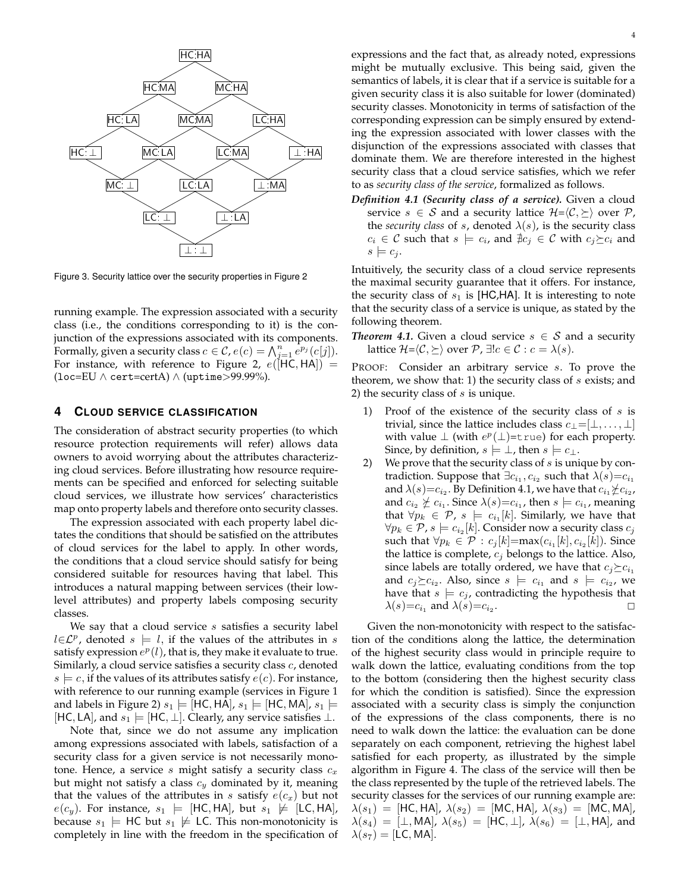Figure 3. Security lattice over the security properties in Figure 2

running example. The expression associated with a security class (i.e., the conditions corresponding to it) is the conjunction of the expressions associated with its components. Formally, given a security class $c \in \mathcal{C}$, $e(c) = \bigwedge_{j=1}^{n} e^{p_j}(c[j])$. For instance, with reference to Figure 2, $e([\mathsf{HC},\mathsf{HA}])$ = (loc=EU $\wedge$ cert=certA) $\wedge$ (uptime>99.99%).

## 4 Cloud service classification

The consideration of abstract security properties (to which resource protection requirements will refer) allows data owners to avoid worrying about the attributes characterizing cloud services. Before illustrating how resource requirements can be specified and enforced for selecting suitable cloud services, we illustrate how services' characteristics map onto property labels and therefore onto security classes.

The expression associated with each property label dictates the conditions that should be satisfied on the attributes of cloud services for the label to apply. In other words, the conditions that a cloud service should satisfy for being considered suitable for resources having that label. This introduces a natural mapping between services (their low-level attributes) and property labels composing security classes.

We say that a cloud service $s$ satisfies a security label $l \in \mathcal{L}^p$, denoted $s \models l$, if the values of the attributes in $s$ satisfy expression $e^p(l)$, that is, they make it evaluate to true. Similarly, a cloud service satisfies a security class $c$, denoted $s \models c$, if the values of its attributes satisfy $e(c)$. For instance, with reference to our running example (services in Figure 1 and labels in Figure 2) $s_1 \models [\mathsf{HC},\mathsf{HA}]$, $s_1 \models [\mathsf{HC},\mathsf{MA}]$, $s_1 \models [\mathsf{HC},\mathsf{LA}]$, and $s_1 \models [\mathsf{HC},\bot]$. Clearly, any service satisfies $\bot$.

Note that, since we do not assume any implication among expressions associated with labels, satisfaction of a security class for a given service is not necessarily monotone. Hence, a service $s$ might satisfy a security class $c_x$ but might not satisfy a class $c_y$ dominated by it, meaning that the values of the attributes in $s$ satisfy $e(c_x)$ but not $e(c_y)$. For instance, $s_1 \models [\mathsf{HC},\mathsf{HA}]$, but $s_1 \not\models [\mathsf{LC},\mathsf{HA}]$, because $s_1 \models \mathsf{HC}$ but $s_1 \not\models \mathsf{LC}$. This non-monotonicity is completely in line with the freedom in the specification of expressions and the fact that, as already noted, expressions might be mutually exclusive. This being said, given the semantics of labels, it is clear that if a service is suitable for a given security class it is also suitable for lower (dominated) security classes. Monotonicity in terms of satisfaction of the corresponding expression can be simply ensured by extending the expression associated with lower classes with the disjunction of the expressions associated with classes that dominate them. We are therefore interested in the highest security class that a cloud service satisfies, which we refer to as *security class of the service*, formalized as follows.

***Definition 4.1 (Security class of a service).*** Given a cloud service $s \in \mathcal{S}$ and a security lattice $\mathcal{H}$=$\langle\mathcal{C},\succeq\rangle$ over $\mathcal{P}$, the *security class* of $s$, denoted $\lambda(s)$, is the security class $c_i \in \mathcal{C}$ such that $s \models c_i$, and $\nexists c_j \in \mathcal{C}$ with $c_j \succeq c_i$ and $s \models c_j$.

Intuitively, the security class of a cloud service represents the maximal security guarantee that it offers. For instance, the security class of $s_1$ is [HC,HA]. It is interesting to note that the security class of a service is unique, as stated by the following theorem.

***Theorem 4.1.*** Given a cloud service $s \in \mathcal{S}$ and a security lattice $\mathcal{H}$=$\langle\mathcal{C},\succeq\rangle$ over $\mathcal{P}$, $\exists ! c \in \mathcal{C} : c = \lambda(s)$.

Proof: Consider an arbitrary service $s$. To prove the theorem, we show that: 1) the security class of $s$ exists; and 2) the security class of $s$ is unique.

1) Proof of the existence of the security class of $s$ is trivial, since the lattice includes class $c_\bot$=$[\bot,\ldots,\bot]$ with value $\bot$ (with $e^p(\bot)$=true) for each property. Since, by definition, $s \models \bot$, then $s \models c_\bot$.
2) We prove that the security class of $s$ is unique by contradiction. Suppose that $\exists c_{i_1}, c_{i_2}$ such that $\lambda(s)$=$c_{i_1}$ and $\lambda(s)$=$c_{i_2}$. By Definition 4.1, we have that $c_{i_1} \not\succeq c_{i_2}$, and $c_{i_2} \not\succeq c_{i_1}$. Since $\lambda(s)$=$c_{i_1}$, then $s \models c_{i_1}$, meaning that $\forall p_k \in \mathcal{P}$, $s \models c_{i_1}[k]$. Similarly, we have that $\forall p_k \in \mathcal{P}$, $s \models c_{i_2}[k]$. Consider now a security class $c_j$ such that $\forall p_k \in \mathcal{P} : c_j[k]$=max$(c_{i_1}[k], c_{i_2}[k])$. Since the lattice is complete, $c_j$ belongs to the lattice. Also, since labels are totally ordered, we have that $c_j \succeq c_{i_1}$ and $c_j \succeq c_{i_2}$. Also, since $s \models c_{i_1}$ and $s \models c_{i_2}$, we have that $s \models c_j$, contradicting the hypothesis that $\lambda(s)$=$c_{i_1}$ and $\lambda(s)$=$c_{i_2}$. □

Given the non-monotonicity with respect to the satisfaction of the conditions along the lattice, the determination of the highest security class would in principle require to walk down the lattice, evaluating conditions from the top to the bottom (considering then the highest security class for which the condition is satisfied). Since the expression associated with a security class is simply the conjunction of the expressions of the class components, there is no need to walk down the lattice: the evaluation can be done separately on each component, retrieving the highest label satisfied for each property, as illustrated by the simple algorithm in Figure 4. The class of the service will then be the class represented by the tuple of the retrieved labels. The security classes for the services of our running example are: $\lambda(s_1)$ = [HC,HA], $\lambda(s_2)$ = [MC,HA], $\lambda(s_3)$ = [MC,MA], $\lambda(s_4)$ = $[\bot,\mathsf{MA}]$, $\lambda(s_5)$ = $[\mathsf{HC},\bot]$, $\lambda(s_6)$ = $[\bot,\mathsf{HA}]$, and $\lambda(s_7)$ = [LC,MA].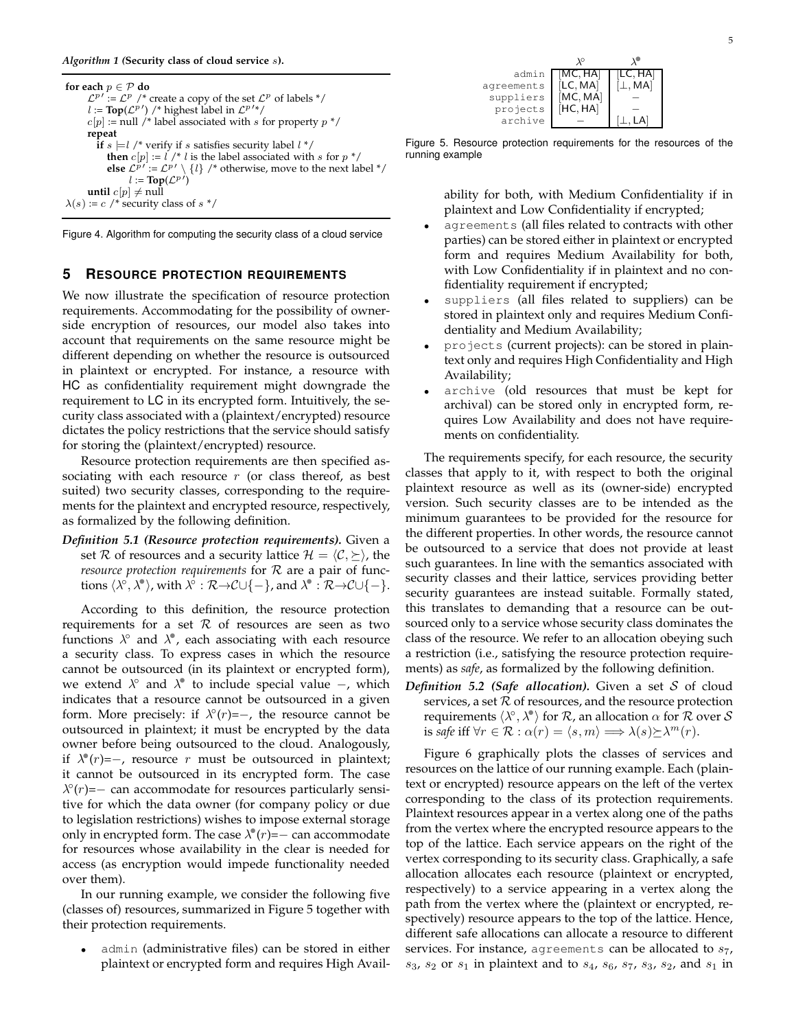*Algorithm 1 (Security class of cloud service $s$).*

```
for each p ∈ P do
    L^p' := L^p /* create a copy of the set L^p of labels */
    l := Top(L^p') /* highest label in L^p'*/
    c[p] := null /* label associated with s for property p */
    repeat
      if s ⊨ l /* verify if s satisfies security label l */
         then c[p] := l /* l is the label associated with s for p */
         else L^p' := L^p' \ {l} /* otherwise, move to the next label */
              l := Top(L^p')
    until c[p] ≠ null
λ(s) := c /* security class of s */
```

Figure 4. Algorithm for computing the security class of a cloud service

## 5 Resource protection requirements

We now illustrate the specification of resource protection requirements. Accommodating for the possibility of owner-side encryption of resources, our model also takes into account that requirements on the same resource might be different depending on whether the resource is outsourced in plaintext or encrypted. For instance, a resource with HC as confidentiality requirement might downgrade the requirement to LC in its encrypted form. Intuitively, the security class associated with a (plaintext/encrypted) resource dictates the policy restrictions that the service should satisfy for storing the (plaintext/encrypted) resource.

Resource protection requirements are then specified associating with each resource $r$ (or class thereof, as best suited) two security classes, corresponding to the requirements for the plaintext and encrypted resource, respectively, as formalized by the following definition.

***Definition 5.1 (Resource protection requirements).*** Given a set $\mathcal{R}$ of resources and a security lattice $\mathcal{H} = \langle \mathcal{C}, \succeq \rangle$, the *resource protection requirements* for $\mathcal{R}$ are a pair of functions $\langle \lambda^{\circ}, \lambda^{\bullet} \rangle$, with $\lambda^{\circ} : \mathcal{R} \rightarrow \mathcal{C} \cup \{-\}$, and $\lambda^{\bullet} : \mathcal{R} \rightarrow \mathcal{C} \cup \{-\}$.

According to this definition, the resource protection requirements for a set $\mathcal{R}$ of resources are seen as two functions $\lambda^{\circ}$ and $\lambda^{\bullet}$, each associating with each resource a security class. To express cases in which the resource cannot be outsourced (in its plaintext or encrypted form), we extend $\lambda^{\circ}$ and $\lambda^{\bullet}$ to include special value $-$, which indicates that a resource cannot be outsourced in a given form. More precisely: if $\lambda^{\circ}(r)=-$, the resource cannot be outsourced in plaintext; it must be encrypted by the data owner before being outsourced to the cloud. Analogously, if $\lambda^{\bullet}(r)=-$, resource $r$ must be outsourced in plaintext; it cannot be outsourced in its encrypted form. The case $\lambda^{\circ}(r)=-$ can accommodate for resources particularly sensitive for which the data owner (for company policy or due to legislation restrictions) wishes to impose external storage only in encrypted form. The case $\lambda^{\bullet}(r)=-$ can accommodate for resources whose availability in the clear is needed for access (as encryption would impede functionality needed over them).

In our running example, we consider the following five (classes of) resources, summarized in Figure 5 together with their protection requirements.

- admin (administrative files) can be stored in either plaintext or encrypted form and requires High Availability for both, with Medium Confidentiality if in plaintext and Low Confidentiality if encrypted;
- agreements (all files related to contracts with other parties) can be stored either in plaintext or encrypted form and requires Medium Availability for both, with Low Confidentiality if in plaintext and no confidentiality requirement if encrypted;
- suppliers (all files related to suppliers) can be stored in plaintext only and requires Medium Confidentiality and Medium Availability;
- projects (current projects): can be stored in plaintext only and requires High Confidentiality and High Availability;
- archive (old resources that must be kept for archival) can be stored only in encrypted form, requires Low Availability and does not have requirements on confidentiality.

| | $\lambda^{\circ}$ | $\lambda^{\bullet}$ |
|---|---|---|
| admin | [MC, HA] | [LC, HA] |
| agreements | [LC, MA] | [⊥, MA] |
| suppliers | [MC, MA] | – |
| projects | [HC, HA] | – |
| archive | – | [⊥, LA] |

Figure 5. Resource protection requirements for the resources of the running example

The requirements specify, for each resource, the security classes that apply to it, with respect to both the original plaintext resource as well as its (owner-side) encrypted version. Such security classes are to be intended as the minimum guarantees to be provided for the resource for the different properties. In other words, the resource cannot be outsourced to a service that does not provide at least such guarantees. In line with the semantics associated with security classes and their lattice, services providing better security guarantees are instead suitable. Formally stated, this translates to demanding that a resource can be outsourced only to a service whose security class dominates the class of the resource. We refer to an allocation obeying such a restriction (i.e., satisfying the resource protection requirements) as *safe*, as formalized by the following definition.

***Definition 5.2 (Safe allocation).*** Given a set $\mathcal{S}$ of cloud services, a set $\mathcal{R}$ of resources, and the resource protection requirements $\langle \lambda^{\circ}, \lambda^{\bullet} \rangle$ for $\mathcal{R}$, an allocation $\alpha$ for $\mathcal{R}$ over $\mathcal{S}$ is *safe* iff $\forall r \in \mathcal{R} : \alpha(r) = \langle s, m \rangle \Longrightarrow \lambda(s) \succeq \lambda^{m}(r)$.

Figure 6 graphically plots the classes of services and resources on the lattice of our running example. Each (plaintext or encrypted) resource appears on the left of the vertex corresponding to the class of its protection requirements. Plaintext resources appear in a vertex along one of the paths from the vertex where the encrypted resource appears to the top of the lattice. Each service appears on the right of the vertex corresponding to its security class. Graphically, a safe allocation allocates each resource (plaintext or encrypted, respectively) to a service appearing in a vertex along the path from the vertex where the (plaintext or encrypted, respectively) resource appears to the top of the lattice. Hence, different safe allocations can allocate a resource to different services. For instance, agreements can be allocated to $s_7$, $s_3$, $s_2$ or $s_1$ in plaintext and to $s_4$, $s_6$, $s_7$, $s_3$, $s_2$, and $s_1$ in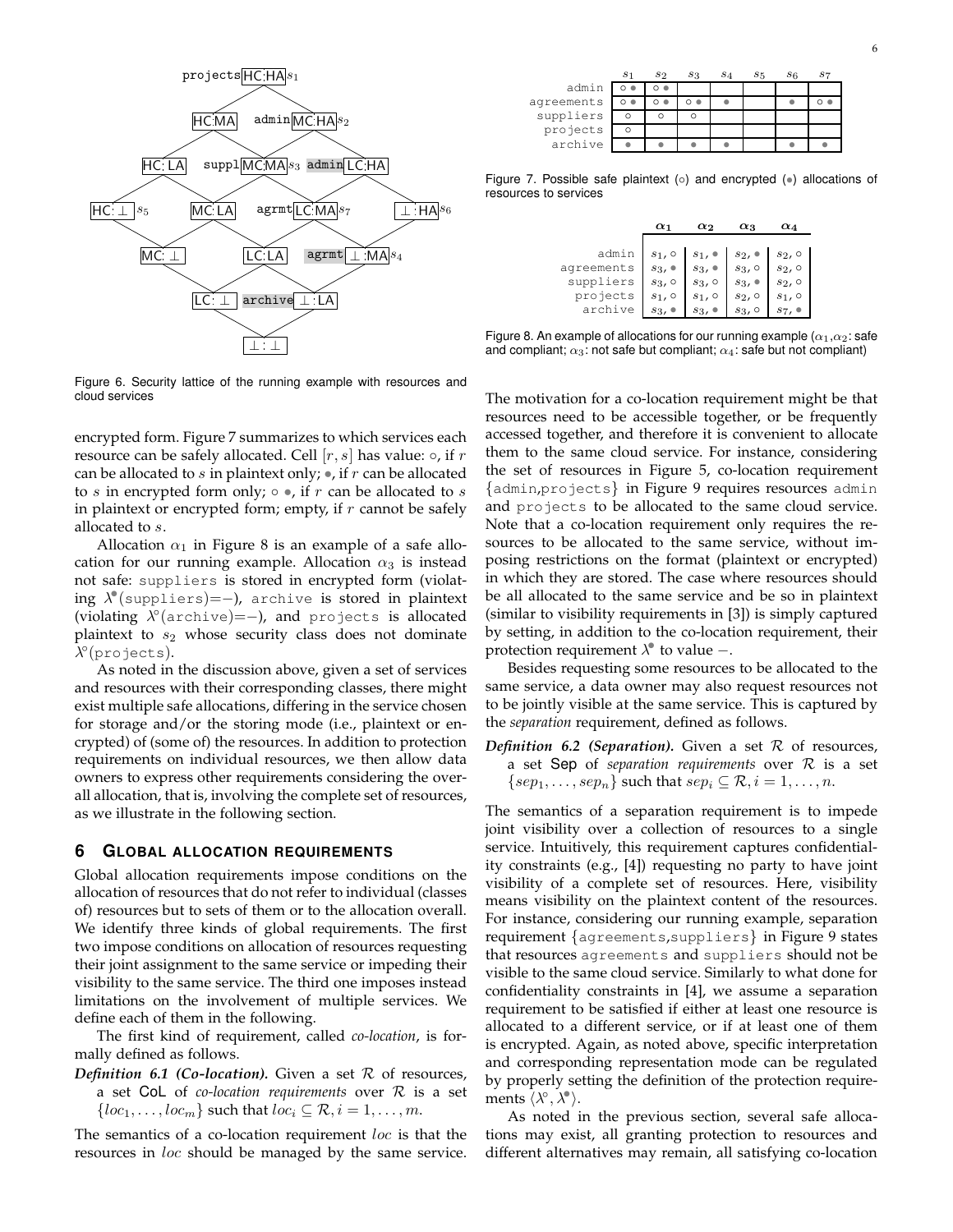Figure 6. Security lattice of the running example with resources and cloud services

|  | $s_1$ | $s_2$ | $s_3$ | $s_4$ | $s_5$ | $s_6$ | $s_7$ |
|---|---|---|---|---|---|---|---|
| admin | ∘ • | ∘ • |  |  |  |  |  |
| agreements | ∘ • | ∘ • | ∘ • | • |  | • | ∘ • |
| suppliers | ∘ | ∘ | ∘ |  |  |  |  |
| projects | ∘ |  |  |  |  |  |  |
| archive | • | • | • | • |  | • | • |

Figure 7. Possible safe plaintext (∘) and encrypted (•) allocations of resources to services

|  | $\alpha_1$ | $\alpha_2$ | $\alpha_3$ | $\alpha_4$ |
|---|---|---|---|---|
| admin | $s_1$, ∘ | $s_1$, • | $s_2$, • | $s_2$, ∘ |
| agreements | $s_3$, • | $s_3$, • | $s_3$, ∘ | $s_2$, ∘ |
| suppliers | $s_3$, ∘ | $s_3$, ∘ | $s_3$, • | $s_2$, ∘ |
| projects | $s_1$, ∘ | $s_1$, ∘ | $s_2$, ∘ | $s_1$, ∘ |
| archive | $s_3$, • | $s_3$, • | $s_3$, ∘ | $s_7$, • |

Figure 8. An example of allocations for our running example ($\alpha_1$,$\alpha_2$: safe and compliant; $\alpha_3$: not safe but compliant; $\alpha_4$: safe but not compliant)

encrypted form. Figure 7 summarizes to which services each resource can be safely allocated. Cell $[r, s]$ has value: ∘, if $r$ can be allocated to $s$ in plaintext only; •, if $r$ can be allocated to $s$ in encrypted form only; ∘ •, if $r$ can be allocated to $s$ in plaintext or encrypted form; empty, if $r$ cannot be safely allocated to $s$.

Allocation $\alpha_1$ in Figure 8 is an example of a safe allocation for our running example. Allocation $\alpha_3$ is instead not safe: suppliers is stored in encrypted form (violating $\lambda^{\bullet}$(suppliers)=−), archive is stored in plaintext (violating $\lambda^{\circ}$(archive)=−), and projects is allocated plaintext to $s_2$ whose security class does not dominate $\lambda^{\circ}$(projects).

As noted in the discussion above, given a set of services and resources with their corresponding classes, there might exist multiple safe allocations, differing in the service chosen for storage and/or the storing mode (i.e., plaintext or encrypted) of (some of) the resources. In addition to protection requirements on individual resources, we then allow data owners to express other requirements considering the overall allocation, that is, involving the complete set of resources, as we illustrate in the following section.

## 6 Global allocation requirements

Global allocation requirements impose conditions on the allocation of resources that do not refer to individual (classes of) resources but to sets of them or to the allocation overall. We identify three kinds of global requirements. The first two impose conditions on allocation of resources requesting their joint assignment to the same service or impeding their visibility to the same service. The third one imposes instead limitations on the involvement of multiple services. We define each of them in the following.

The first kind of requirement, called *co-location*, is formally defined as follows.

***Definition 6.1 (Co-location).*** Given a set $\mathcal{R}$ of resources, a set CoL of *co-location requirements* over $\mathcal{R}$ is a set $\{loc_1, \ldots, loc_m\}$ such that $loc_i \subseteq \mathcal{R}, i = 1, \ldots, m$.

The semantics of a co-location requirement $loc$ is that the resources in $loc$ should be managed by the same service. The motivation for a co-location requirement might be that resources need to be accessible together, or be frequently accessed together, and therefore it is convenient to allocate them to the same cloud service. For instance, considering the set of resources in Figure 5, co-location requirement {admin,projects} in Figure 9 requires resources admin and projects to be allocated to the same cloud service. Note that a co-location requirement only requires the resources to be allocated to the same service, without imposing restrictions on the format (plaintext or encrypted) in which they are stored. The case where resources should be all allocated to the same service and be so in plaintext (similar to visibility requirements in [3]) is simply captured by setting, in addition to the co-location requirement, their protection requirement $\lambda^{\bullet}$ to value −.

Besides requesting some resources to be allocated to the same service, a data owner may also request resources not to be jointly visible at the same service. This is captured by the *separation* requirement, defined as follows.

***Definition 6.2 (Separation).*** Given a set $\mathcal{R}$ of resources, a set Sep of *separation requirements* over $\mathcal{R}$ is a set $\{sep_1, \ldots, sep_n\}$ such that $sep_i \subseteq \mathcal{R}, i = 1, \ldots, n$.

The semantics of a separation requirement is to impede joint visibility over a collection of resources to a single service. Intuitively, this requirement captures confidentiality constraints (e.g., [4]) requesting no party to have joint visibility of a complete set of resources. Here, visibility means visibility on the plaintext content of the resources. For instance, considering our running example, separation requirement {agreements,suppliers} in Figure 9 states that resources agreements and suppliers should not be visible to the same cloud service. Similarly to what done for confidentiality constraints in [4], we assume a separation requirement to be satisfied if either at least one resource is allocated to a different service, or if at least one of them is encrypted. Again, as noted above, specific interpretation and corresponding representation mode can be regulated by properly setting the definition of the protection requirements $\langle\lambda^{\circ}, \lambda^{\bullet}\rangle$.

As noted in the previous section, several safe allocations may exist, all granting protection to resources and different alternatives may remain, all satisfying co-location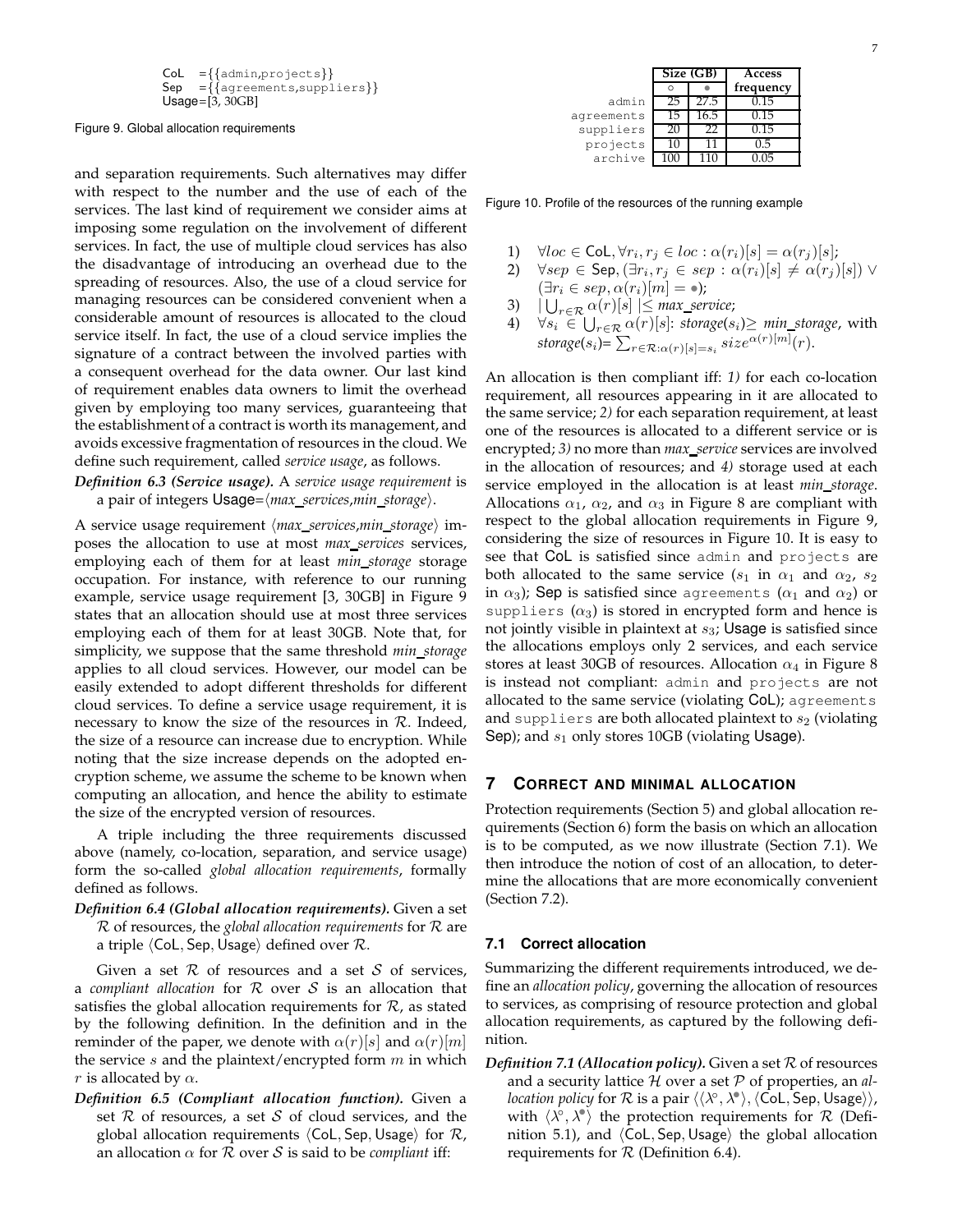CoL ={{admin,projects}}
Sep ={{agreements,suppliers}}
Usage=[3, 30GB]

Figure 9. Global allocation requirements

|  | Size (GB) |  | Access |
|---|---|---|---|
|  | ∘ | • | frequency |
| admin | 25 | 27.5 | 0.15 |
| agreements | 15 | 16.5 | 0.15 |
| suppliers | 20 | 22 | 0.15 |
| projects | 10 | 11 | 0.5 |
| archive | 100 | 110 | 0.05 |

Figure 10. Profile of the resources of the running example

and separation requirements. Such alternatives may differ with respect to the number and the use of each of the services. The last kind of requirement we consider aims at imposing some regulation on the involvement of different services. In fact, the use of multiple cloud services has also the disadvantage of introducing an overhead due to the spreading of resources. Also, the use of a cloud service for managing resources can be considered convenient when a considerable amount of resources is allocated to the cloud service itself. In fact, the use of a cloud service implies the signature of a contract between the involved parties with a consequent overhead for the data owner. Our last kind of requirement enables data owners to limit the overhead given by employing too many services, guaranteeing that the establishment of a contract is worth its management, and avoids excessive fragmentation of resources in the cloud. We define such requirement, called *service usage*, as follows.

***Definition 6.3 (Service usage).*** A *service usage requirement* is a pair of integers Usage=$\langle$*max_services*,*min_storage*$\rangle$.

A service usage requirement $\langle$*max_services*,*min_storage*$\rangle$ imposes the allocation to use at most *max_services* services, employing each of them for at least *min_storage* storage occupation. For instance, with reference to our running example, service usage requirement [3, 30GB] in Figure 9 states that an allocation should use at most three services employing each of them for at least 30GB. Note that, for simplicity, we suppose that the same threshold *min_storage* applies to all cloud services. However, our model can be easily extended to adopt different thresholds for different cloud services. To define a service usage requirement, it is necessary to know the size of the resources in $\mathcal{R}$. Indeed, the size of a resource can increase due to encryption. While noting that the size increase depends on the adopted encryption scheme, we assume the scheme to be known when computing an allocation, and hence the ability to estimate the size of the encrypted version of resources.

A triple including the three requirements discussed above (namely, co-location, separation, and service usage) form the so-called *global allocation requirements*, formally defined as follows.

***Definition 6.4 (Global allocation requirements).*** Given a set $\mathcal{R}$ of resources, the *global allocation requirements* for $\mathcal{R}$ are a triple $\langle$CoL, Sep, Usage$\rangle$ defined over $\mathcal{R}$.

Given a set $\mathcal{R}$ of resources and a set $\mathcal{S}$ of services, a *compliant allocation* for $\mathcal{R}$ over $\mathcal{S}$ is an allocation that satisfies the global allocation requirements for $\mathcal{R}$, as stated by the following definition. In the definition and in the reminder of the paper, we denote with $\alpha(r)[s]$ and $\alpha(r)[m]$ the service $s$ and the plaintext/encrypted form $m$ in which $r$ is allocated by $\alpha$.

***Definition 6.5 (Compliant allocation function).*** Given a set $\mathcal{R}$ of resources, a set $\mathcal{S}$ of cloud services, and the global allocation requirements $\langle$CoL, Sep, Usage$\rangle$ for $\mathcal{R}$, an allocation $\alpha$ for $\mathcal{R}$ over $\mathcal{S}$ is said to be *compliant* iff:

1) $\forall loc \in \mathsf{CoL}, \forall r_i, r_j \in loc : \alpha(r_i)[s] = \alpha(r_j)[s]$;
2) $\forall sep \in \mathsf{Sep}, (\exists r_i, r_j \in sep : \alpha(r_i)[s] \neq \alpha(r_j)[s]) \vee (\exists r_i \in sep, \alpha(r_i)[m] = \bullet)$;
3) $|\bigcup_{r\in\mathcal{R}} \alpha(r)[s]| \leq$ *max_service*;
4) $\forall s_i \in \bigcup_{r\in\mathcal{R}} \alpha(r)[s]$: *storage*$(s_i) \geq$ *min_storage*, with *storage*$(s_i) = \sum_{r\in\mathcal{R}:\alpha(r)[s]=s_i} size^{\alpha(r)[m]}(r)$.

An allocation is then compliant iff: *1)* for each co-location requirement, all resources appearing in it are allocated to the same service; *2)* for each separation requirement, at least one of the resources is allocated to a different service or is encrypted; *3)* no more than *max_service* services are involved in the allocation of resources; and *4)* storage used at each service employed in the allocation is at least *min_storage*. Allocations $\alpha_1$, $\alpha_2$, and $\alpha_3$ in Figure 8 are compliant with respect to the global allocation requirements in Figure 9, considering the size of resources in Figure 10. It is easy to see that CoL is satisfied since admin and projects are both allocated to the same service ($s_1$ in $\alpha_1$ and $\alpha_2$, $s_2$ in $\alpha_3$); Sep is satisfied since agreements ($\alpha_1$ and $\alpha_2$) or suppliers ($\alpha_3$) is stored in encrypted form and hence is not jointly visible in plaintext at $s_3$; Usage is satisfied since the allocations employs only 2 services, and each service stores at least 30GB of resources. Allocation $\alpha_4$ in Figure 8 is instead not compliant: admin and projects are not allocated to the same service (violating CoL); agreements and suppliers are both allocated plaintext to $s_2$ (violating Sep); and $s_1$ only stores 10GB (violating Usage).

## 7 Correct and Minimal Allocation

Protection requirements (Section 5) and global allocation requirements (Section 6) form the basis on which an allocation is to be computed, as we now illustrate (Section 7.1). We then introduce the notion of cost of an allocation, to determine the allocations that are more economically convenient (Section 7.2).

### 7.1 Correct allocation

Summarizing the different requirements introduced, we define an *allocation policy*, governing the allocation of resources to services, as comprising of resource protection and global allocation requirements, as captured by the following definition.

***Definition 7.1 (Allocation policy).*** Given a set $\mathcal{R}$ of resources and a security lattice $\mathcal{H}$ over a set $\mathcal{P}$ of properties, an *allocation policy* for $\mathcal{R}$ is a pair $\langle\langle\lambda^\circ, \lambda^\bullet\rangle, \langle$CoL, Sep, Usage$\rangle\rangle$, with $\langle\lambda^\circ, \lambda^\bullet\rangle$ the protection requirements for $\mathcal{R}$ (Definition 5.1), and $\langle$CoL, Sep, Usage$\rangle$ the global allocation requirements for $\mathcal{R}$ (Definition 6.4).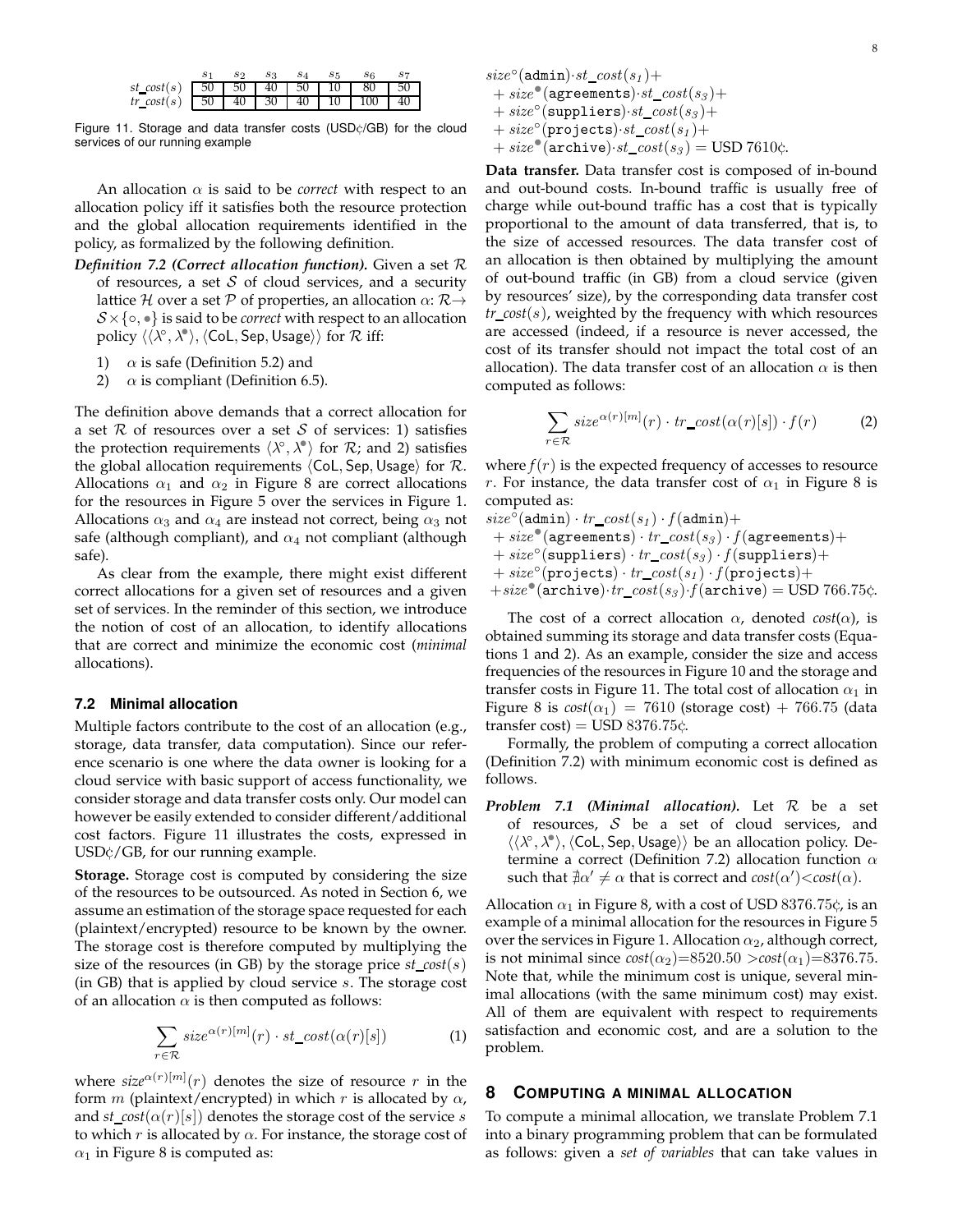|  | $s_1$ | $s_2$ | $s_3$ | $s_4$ | $s_5$ | $s_6$ | $s_7$ |
|---|---|---|---|---|---|---|---|
| $st\_cost(s)$ | 50 | 50 | 40 | 50 | 10 | 80 | 50 |
| $tr\_cost(s)$ | 50 | 40 | 30 | 40 | 10 | 100 | 40 |

Figure 11. Storage and data transfer costs (USD¢/GB) for the cloud services of our running example

An allocation $\alpha$ is said to be *correct* with respect to an allocation policy iff it satisfies both the resource protection and the global allocation requirements identified in the policy, as formalized by the following definition.

***Definition 7.2 (Correct allocation function).*** Given a set $\mathcal{R}$ of resources, a set $\mathcal{S}$ of cloud services, and a security lattice $\mathcal{H}$ over a set $\mathcal{P}$ of properties, an allocation $\alpha$: $\mathcal{R} \rightarrow \mathcal{S} \times \{\circ, \bullet\}$ is said to be *correct* with respect to an allocation policy $\langle\langle\lambda^{\circ}, \lambda^{\bullet}\rangle, \langle \mathsf{CoL}, \mathsf{Sep}, \mathsf{Usage}\rangle\rangle$ for $\mathcal{R}$ iff:

1) $\alpha$ is safe (Definition 5.2) and
2) $\alpha$ is compliant (Definition 6.5).

The definition above demands that a correct allocation for a set $\mathcal{R}$ of resources over a set $\mathcal{S}$ of services: 1) satisfies the protection requirements $\langle\lambda^{\circ}, \lambda^{\bullet}\rangle$ for $\mathcal{R}$; and 2) satisfies the global allocation requirements $\langle \mathsf{CoL}, \mathsf{Sep}, \mathsf{Usage}\rangle$ for $\mathcal{R}$. Allocations $\alpha_1$ and $\alpha_2$ in Figure 8 are correct allocations for the resources in Figure 5 over the services in Figure 1. Allocations $\alpha_3$ and $\alpha_4$ are instead not correct, being $\alpha_3$ not safe (although compliant), and $\alpha_4$ not compliant (although safe).

As clear from the example, there might exist different correct allocations for a given set of resources and a given set of services. In the reminder of this section, we introduce the notion of cost of an allocation, to identify allocations that are correct and minimize the economic cost (*minimal* allocations).

### 7.2 Minimal allocation

Multiple factors contribute to the cost of an allocation (e.g., storage, data transfer, data computation). Since our reference scenario is one where the data owner is looking for a cloud service with basic support of access functionality, we consider storage and data transfer costs only. Our model can however be easily extended to consider different/additional cost factors. Figure 11 illustrates the costs, expressed in USD¢/GB, for our running example.

**Storage.** Storage cost is computed by considering the size of the resources to be outsourced. As noted in Section 6, we assume an estimation of the storage space requested for each (plaintext/encrypted) resource to be known by the owner. The storage cost is therefore computed by multiplying the size of the resources (in GB) by the storage price $st\_cost(s)$ (in GB) that is applied by cloud service $s$. The storage cost of an allocation $\alpha$ is then computed as follows:

$$\sum_{r \in \mathcal{R}} size^{\alpha(r)[m]}(r) \cdot st\_cost(\alpha(r)[s]) \qquad (1)$$

where $size^{\alpha(r)[m]}(r)$ denotes the size of resource $r$ in the form $m$ (plaintext/encrypted) in which $r$ is allocated by $\alpha$, and $st\_cost(\alpha(r)[s])$ denotes the storage cost of the service $s$ to which $r$ is allocated by $\alpha$. For instance, the storage cost of $\alpha_1$ in Figure 8 is computed as:

$size^{\circ}(\texttt{admin}) \cdot st\_cost(s_1) +$
$+\ size^{\bullet}(\texttt{agreements}) \cdot st\_cost(s_3) +$
$+\ size^{\circ}(\texttt{suppliers}) \cdot st\_cost(s_3) +$
$+\ size^{\circ}(\texttt{projects}) \cdot st\_cost(s_1) +$
$+\ size^{\bullet}(\texttt{archive}) \cdot st\_cost(s_3) =$ USD 7610¢.

**Data transfer.** Data transfer cost is composed of in-bound and out-bound costs. In-bound traffic is usually free of charge while out-bound traffic has a cost that is typically proportional to the amount of data transferred, that is, to the size of accessed resources. The data transfer cost of an allocation is then obtained by multiplying the amount of out-bound traffic (in GB) from a cloud service (given by resources' size), by the corresponding data transfer cost $tr\_cost(s)$, weighted by the frequency with which resources are accessed (indeed, if a resource is never accessed, the cost of its transfer should not impact the total cost of an allocation). The data transfer cost of an allocation $\alpha$ is then computed as follows:

$$\sum_{r \in \mathcal{R}} size^{\alpha(r)[m]}(r) \cdot tr\_cost(\alpha(r)[s]) \cdot f(r) \qquad (2)$$

where $f(r)$ is the expected frequency of accesses to resource $r$. For instance, the data transfer cost of $\alpha_1$ in Figure 8 is computed as:

$size^{\circ}(\texttt{admin}) \cdot tr\_cost(s_1) \cdot f(\texttt{admin}) +$
$+\ size^{\bullet}(\texttt{agreements}) \cdot tr\_cost(s_3) \cdot f(\texttt{agreements}) +$
$+\ size^{\circ}(\texttt{suppliers}) \cdot tr\_cost(s_3) \cdot f(\texttt{suppliers}) +$
$+\ size^{\circ}(\texttt{projects}) \cdot tr\_cost(s_1) \cdot f(\texttt{projects}) +$
$+ size^{\bullet}(\texttt{archive}) \cdot tr\_cost(s_3) \cdot f(\texttt{archive}) =$ USD 766.75¢.

The cost of a correct allocation $\alpha$, denoted $cost(\alpha)$, is obtained summing its storage and data transfer costs (Equations 1 and 2). As an example, consider the size and access frequencies of the resources in Figure 10 and the storage and transfer costs in Figure 11. The total cost of allocation $\alpha_1$ in Figure 8 is $cost(\alpha_1) = 7610$ (storage cost) $+\ 766.75$ (data transfer cost) $=$ USD 8376.75¢.

Formally, the problem of computing a correct allocation (Definition 7.2) with minimum economic cost is defined as follows.

***Problem 7.1 (Minimal allocation).*** Let $\mathcal{R}$ be a set of resources, $\mathcal{S}$ be a set of cloud services, and $\langle\langle\lambda^{\circ}, \lambda^{\bullet}\rangle, \langle \mathsf{CoL}, \mathsf{Sep}, \mathsf{Usage}\rangle\rangle$ be an allocation policy. Determine a correct (Definition 7.2) allocation function $\alpha$ such that $\nexists \alpha' \neq \alpha$ that is correct and $cost(\alpha') < cost(\alpha)$.

Allocation $\alpha_1$ in Figure 8, with a cost of USD 8376.75¢, is an example of a minimal allocation for the resources in Figure 5 over the services in Figure 1. Allocation $\alpha_2$, although correct, is not minimal since $cost(\alpha_2)$=8520.50 $>$$cost(\alpha_1)$=8376.75. Note that, while the minimum cost is unique, several minimal allocations (with the same minimum cost) may exist. All of them are equivalent with respect to requirements satisfaction and economic cost, and are a solution to the problem.

## 8 Computing a minimal allocation

To compute a minimal allocation, we translate Problem 7.1 into a binary programming problem that can be formulated as follows: given a *set of variables* that can take values in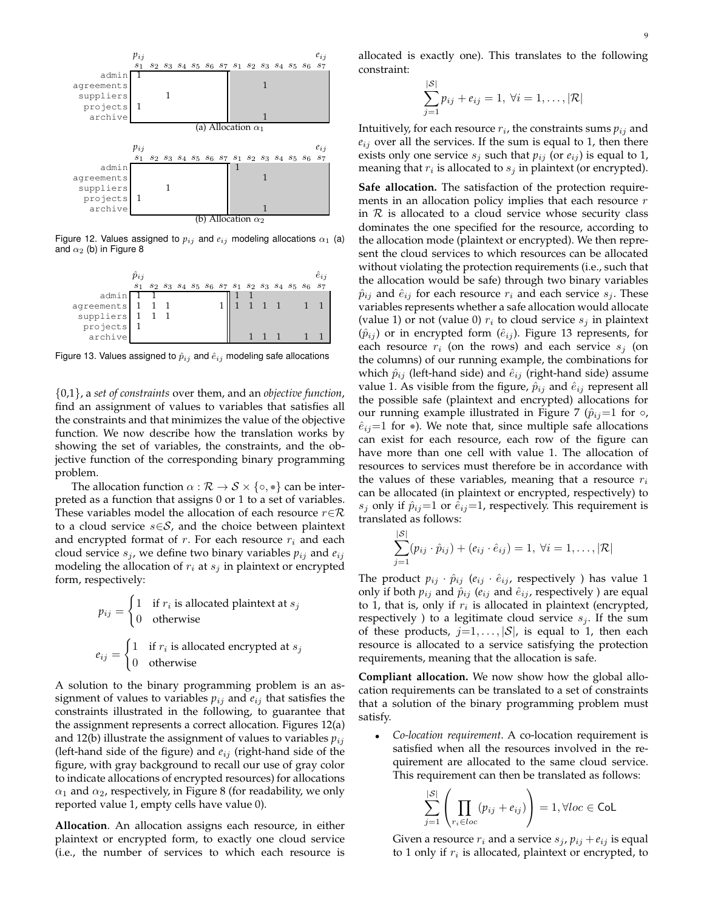| | $p_{ij}$ | | | | | | | $e_{ij}$ | | | | | | |
|---|---|---|---|---|---|---|---|---|---|---|---|---|---|---|
| | $s_1$ | $s_2$ | $s_3$ | $s_4$ | $s_5$ | $s_6$ | $s_7$ | $s_1$ | $s_2$ | $s_3$ | $s_4$ | $s_5$ | $s_6$ | $s_7$ |
| admin | 1 | | | | | | | | | | | | | |
| agreements | | | | | | | | | | 1 | | | | |
| suppliers | | | 1 | | | | | | | | | | | |
| projects | 1 | | | | | | | | | | | | | |
| archive | | | | | | | | | | 1 | | | | |

(a) Allocation $\alpha_1$

| | $p_{ij}$ | | | | | | | $e_{ij}$ | | | | | | |
|---|---|---|---|---|---|---|---|---|---|---|---|---|---|---|
| | $s_1$ | $s_2$ | $s_3$ | $s_4$ | $s_5$ | $s_6$ | $s_7$ | $s_1$ | $s_2$ | $s_3$ | $s_4$ | $s_5$ | $s_6$ | $s_7$ |
| admin | | | | | | | | 1 | | | | | | |
| agreements | | | | | | | | | | 1 | | | | |
| suppliers | | | 1 | | | | | | | | | | | |
| projects | 1 | | | | | | | | | | | | | |
| archive | | | | | | | | | | 1 | | | | |

(b) Allocation $\alpha_2$

Figure 12. Values assigned to $p_{ij}$ and $e_{ij}$ modeling allocations $\alpha_1$ (a) and $\alpha_2$ (b) in Figure 8

| | $\hat{p}_{ij}$ | | | | | | | $\hat{e}_{ij}$ | | | | | | |
|---|---|---|---|---|---|---|---|---|---|---|---|---|---|---|
| | $s_1$ | $s_2$ | $s_3$ | $s_4$ | $s_5$ | $s_6$ | $s_7$ | $s_1$ | $s_2$ | $s_3$ | $s_4$ | $s_5$ | $s_6$ | $s_7$ |
| admin | 1 | 1 | | | | | | 1 | 1 | | | | | |
| agreements | 1 | 1 | 1 | | | | 1 | 1 | 1 | 1 | 1 | | 1 | 1 |
| suppliers | 1 | 1 | 1 | | | | | | | | | | | |
| projects | 1 | | | | | | | | | | | | | |
| archive | | | | | | | | | 1 | 1 | 1 | | 1 | 1 |

Figure 13. Values assigned to $\hat{p}_{ij}$ and $\hat{e}_{ij}$ modeling safe allocations

{0,1}, a *set of constraints* over them, and an *objective function*, find an assignment of values to variables that satisfies all the constraints and that minimizes the value of the objective function. We now describe how the translation works by showing the set of variables, the constraints, and the objective function of the corresponding binary programming problem.

The allocation function $\alpha : \mathcal{R} \rightarrow \mathcal{S} \times \{\circ, \bullet\}$ can be interpreted as a function that assigns 0 or 1 to a set of variables. These variables model the allocation of each resource $r \in \mathcal{R}$ to a cloud service $s \in \mathcal{S}$, and the choice between plaintext and encrypted format of $r$. For each resource $r_i$ and each cloud service $s_j$, we define two binary variables $p_{ij}$ and $e_{ij}$ modeling the allocation of $r_i$ at $s_j$ in plaintext or encrypted form, respectively:

$$p_{ij} = \begin{cases} 1 & \text{if } r_i \text{ is allocated plaintext at } s_j \\ 0 & \text{otherwise} \end{cases}$$

$$e_{ij} = \begin{cases} 1 & \text{if } r_i \text{ is allocated encrypted at } s_j \\ 0 & \text{otherwise} \end{cases}$$

A solution to the binary programming problem is an assignment of values to variables $p_{ij}$ and $e_{ij}$ that satisfies the constraints illustrated in the following, to guarantee that the assignment represents a correct allocation. Figures 12(a) and 12(b) illustrate the assignment of values to variables $p_{ij}$ (left-hand side of the figure) and $e_{ij}$ (right-hand side of the figure, with gray background to recall our use of gray color to indicate allocations of encrypted resources) for allocations $\alpha_1$ and $\alpha_2$, respectively, in Figure 8 (for readability, we only reported value 1, empty cells have value 0).

**Allocation**. An allocation assigns each resource, in either plaintext or encrypted form, to exactly one cloud service (i.e., the number of services to which each resource is allocated is exactly one). This translates to the following constraint:

$$\sum_{j=1}^{|\mathcal{S}|} p_{ij} + e_{ij} = 1, \ \forall i = 1, \ldots, |\mathcal{R}|$$

Intuitively, for each resource $r_i$, the constraints sums $p_{ij}$ and $e_{ij}$ over all the services. If the sum is equal to 1, then there exists only one service $s_j$ such that $p_{ij}$ (or $e_{ij}$) is equal to 1, meaning that $r_i$ is allocated to $s_j$ in plaintext (or encrypted).

**Safe allocation.** The satisfaction of the protection requirements in an allocation policy implies that each resource $r$ in $\mathcal{R}$ is allocated to a cloud service whose security class dominates the one specified for the resource, according to the allocation mode (plaintext or encrypted). We then represent the cloud services to which resources can be allocated without violating the protection requirements (i.e., such that the allocation would be safe) through two binary variables $\hat{p}_{ij}$ and $\hat{e}_{ij}$ for each resource $r_i$ and each service $s_j$. These variables represents whether a safe allocation would allocate (value 1) or not (value 0) $r_i$ to cloud service $s_j$ in plaintext ($\hat{p}_{ij}$) or in encrypted form ($\hat{e}_{ij}$). Figure 13 represents, for each resource $r_i$ (on the rows) and each service $s_j$ (on the columns) of our running example, the combinations for which $\hat{p}_{ij}$ (left-hand side) and $\hat{e}_{ij}$ (right-hand side) assume value 1. As visible from the figure, $\hat{p}_{ij}$ and $\hat{e}_{ij}$ represent all the possible safe (plaintext and encrypted) allocations for our running example illustrated in Figure 7 ($\hat{p}_{ij}$=1 for $\circ$, $\hat{e}_{ij}$=1 for $\bullet$). We note that, since multiple safe allocations can exist for each resource, each row of the figure can have more than one cell with value 1. The allocation of resources to services must therefore be in accordance with the values of these variables, meaning that a resource $r_i$ can be allocated (in plaintext or encrypted, respectively) to $s_j$ only if $\hat{p}_{ij}$=1 or $\hat{e}_{ij}$=1, respectively. This requirement is translated as follows:

$$\sum_{j=1}^{|\mathcal{S}|} (p_{ij} \cdot \hat{p}_{ij}) + (e_{ij} \cdot \hat{e}_{ij}) = 1, \ \forall i = 1, \ldots, |\mathcal{R}|$$

The product $p_{ij} \cdot \hat{p}_{ij}$ ($e_{ij} \cdot \hat{e}_{ij}$, respectively ) has value 1 only if both $p_{ij}$ and $\hat{p}_{ij}$ ($e_{ij}$ and $\hat{e}_{ij}$, respectively ) are equal to 1, that is, only if $r_i$ is allocated in plaintext (encrypted, respectively ) to a legitimate cloud service $s_j$. If the sum of these products, $j$=1, ..., $|\mathcal{S}|$, is equal to 1, then each resource is allocated to a service satisfying the protection requirements, meaning that the allocation is safe.

**Compliant allocation.** We now show how the global allocation requirements can be translated to a set of constraints that a solution of the binary programming problem must satisfy.

- *Co-location requirement*. A co-location requirement is satisfied when all the resources involved in the requirement are allocated to the same cloud service. This requirement can then be translated as follows:

$$\sum_{j=1}^{|\mathcal{S}|} \left( \prod_{r_i \in loc} (p_{ij} + e_{ij}) \right) = 1, \forall loc \in \mathsf{CoL}$$

  Given a resource $r_i$ and a service $s_j$, $p_{ij} + e_{ij}$ is equal to 1 only if $r_i$ is allocated, plaintext or encrypted, to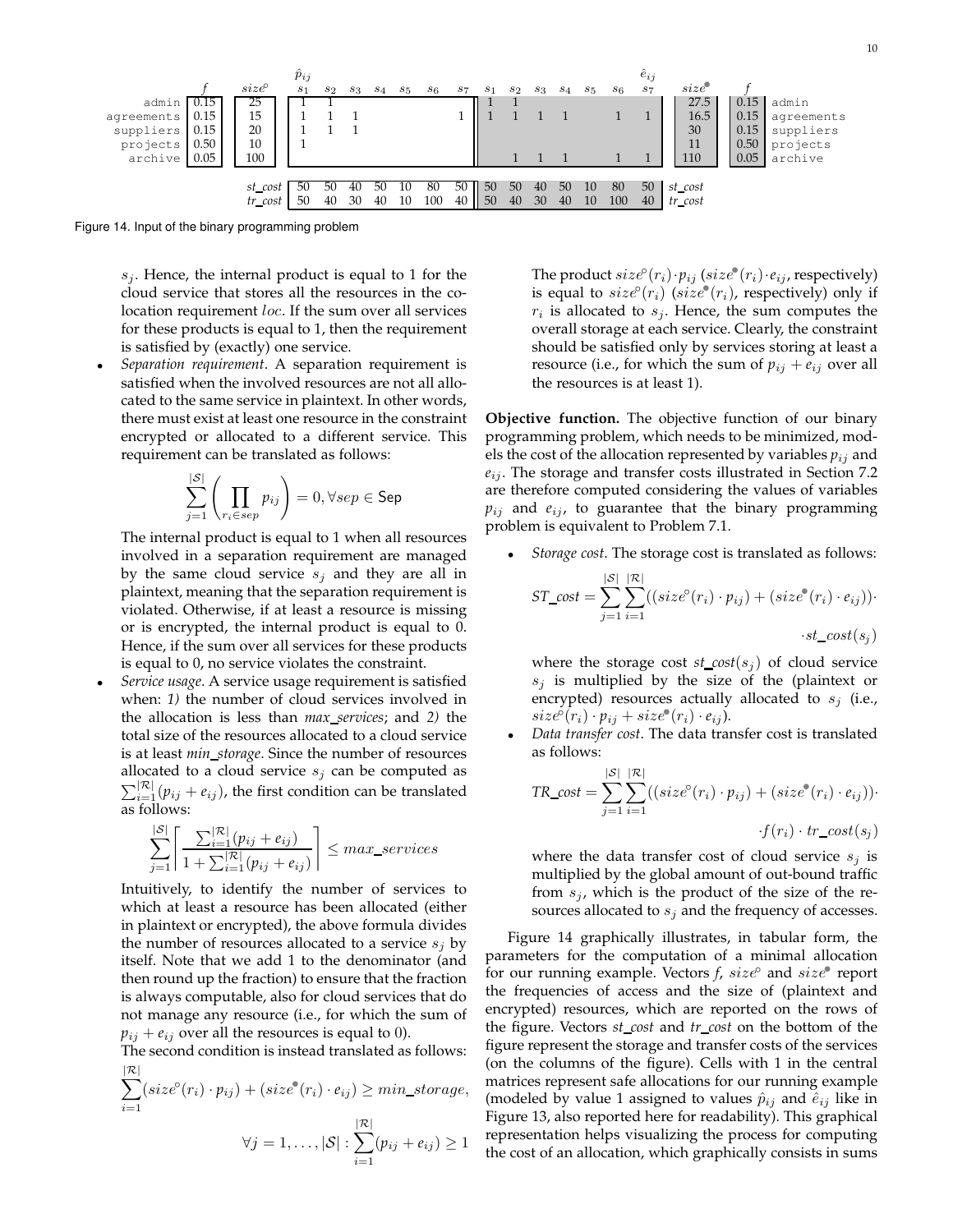| | $f$ | $size^{\circ}$ | $\hat{p}_{ij}$ $s_1$ | $s_2$ | $s_3$ | $s_4$ | $s_5$ | $s_6$ | $s_7$ | $\hat{e}_{ij}$ $s_1$ | $s_2$ | $s_3$ | $s_4$ | $s_5$ | $s_6$ | $s_7$ | $size^{\bullet}$ | $f$ | |
|---|---|---|---|---|---|---|---|---|---|---|---|---|---|---|---|---|---|---|---|
| admin | 0.15 | 25 | 1 | 1 | | | | | | 1 | 1 | | | | | | 27.5 | 0.15 | admin |
| agreements | 0.15 | 15 | 1 | 1 | 1 | | | | 1 | 1 | 1 | 1 | 1 | | 1 | 1 | 16.5 | 0.15 | agreements |
| suppliers | 0.15 | 20 | 1 | 1 | 1 | | | | | | | | | | | | 30 | 0.15 | suppliers |
| projects | 0.50 | 10 | 1 | | | | | | | | | | | | | | 11 | 0.50 | projects |
| archive | 0.05 | 100 | | | | | | | | | 1 | 1 | 1 | | 1 | 1 | 110 | 0.05 | archive |
| | | *st_cost* | 50 | 50 | 40 | 50 | 10 | 80 | 50 | 50 | 50 | 40 | 50 | 10 | 80 | 50 | *st_cost* | | |
| | | *tr_cost* | 50 | 40 | 30 | 40 | 10 | 100 | 40 | 50 | 40 | 30 | 40 | 10 | 100 | 40 | *tr_cost* | | |

Figure 14. Input of the binary programming problem

$s_j$. Hence, the internal product is equal to 1 for the cloud service that stores all the resources in the co-location requirement $loc$. If the sum over all services for these products is equal to 1, then the requirement is satisfied by (exactly) one service.

- *Separation requirement*. A separation requirement is satisfied when the involved resources are not all allocated to the same service in plaintext. In other words, there must exist at least one resource in the constraint encrypted or allocated to a different service. This requirement can be translated as follows:

$$\sum_{j=1}^{|\mathcal{S}|}\left(\prod_{r_i \in sep} p_{ij}\right) = 0, \forall sep \in \mathsf{Sep}$$

The internal product is equal to 1 when all resources involved in a separation requirement are managed by the same cloud service $s_j$ and they are all in plaintext, meaning that the separation requirement is violated. Otherwise, if at least a resource is missing or is encrypted, the internal product is equal to 0. Hence, if the sum over all services for these products is equal to 0, no service violates the constraint.

- *Service usage*. A service usage requirement is satisfied when: *1)* the number of cloud services involved in the allocation is less than *max_services*; and *2)* the total size of the resources allocated to a cloud service is at least *min_storage*. Since the number of resources allocated to a cloud service $s_j$ can be computed as $\sum_{i=1}^{|\mathcal{R}|}(p_{ij}+e_{ij})$, the first condition can be translated as follows:

$$\sum_{j=1}^{|\mathcal{S}|}\left\lceil \frac{\sum_{i=1}^{|\mathcal{R}|}(p_{ij}+e_{ij})}{1+\sum_{i=1}^{|\mathcal{R}|}(p_{ij}+e_{ij})}\right\rceil \leq max\_services$$

Intuitively, to identify the number of services to which at least a resource has been allocated (either in plaintext or encrypted), the above formula divides the number of resources allocated to a service $s_j$ by itself. Note that we add 1 to the denominator (and then round up the fraction) to ensure that the fraction is always computable, also for cloud services that do not manage any resource (i.e., for which the sum of $p_{ij}+e_{ij}$ over all the resources is equal to 0).

The second condition is instead translated as follows:

$$\sum_{i=1}^{|\mathcal{R}|}(size^{\circ}(r_i)\cdot p_{ij}) + (size^{\bullet}(r_i)\cdot e_{ij}) \geq min\_storage,$$

$$\forall j = 1,\ldots,|\mathcal{S}| : \sum_{i=1}^{|\mathcal{R}|}(p_{ij}+e_{ij}) \geq 1$$

The product $size^{\circ}(r_i)\cdot p_{ij}$ ($size^{\bullet}(r_i)\cdot e_{ij}$, respectively) is equal to $size^{\circ}(r_i)$ ($size^{\bullet}(r_i)$, respectively) only if $r_i$ is allocated to $s_j$. Hence, the sum computes the overall storage at each service. Clearly, the constraint should be satisfied only by services storing at least a resource (i.e., for which the sum of $p_{ij}+e_{ij}$ over all the resources is at least 1).

**Objective function.** The objective function of our binary programming problem, which needs to be minimized, models the cost of the allocation represented by variables $p_{ij}$ and $e_{ij}$. The storage and transfer costs illustrated in Section 7.2 are therefore computed considering the values of variables $p_{ij}$ and $e_{ij}$, to guarantee that the binary programming problem is equivalent to Problem 7.1.

- *Storage cost*. The storage cost is translated as follows:

$$ST\_cost = \sum_{j=1}^{|\mathcal{S}|}\sum_{i=1}^{|\mathcal{R}|}((size^{\circ}(r_i)\cdot p_{ij}) + (size^{\bullet}(r_i)\cdot e_{ij}))\cdot st\_cost(s_j)$$

where the storage cost $st\_cost(s_j)$ of cloud service $s_j$ is multiplied by the size of the (plaintext or encrypted) resources actually allocated to $s_j$ (i.e., $size^{\circ}(r_i)\cdot p_{ij} + size^{\bullet}(r_i)\cdot e_{ij}$).

- *Data transfer cost*. The data transfer cost is translated as follows:

$$TR\_cost = \sum_{j=1}^{|\mathcal{S}|}\sum_{i=1}^{|\mathcal{R}|}((size^{\circ}(r_i)\cdot p_{ij}) + (size^{\bullet}(r_i)\cdot e_{ij}))\cdot f(r_i)\cdot tr\_cost(s_j)$$

where the data transfer cost of cloud service $s_j$ is multiplied by the global amount of out-bound traffic from $s_j$, which is the product of the size of the resources allocated to $s_j$ and the frequency of accesses.

Figure 14 graphically illustrates, in tabular form, the parameters for the computation of a minimal allocation for our running example. Vectors *f*, $size^{\circ}$ and $size^{\bullet}$ report the frequencies of access and the size of (plaintext and encrypted) resources, which are reported on the rows of the figure. Vectors *st_cost* and *tr_cost* on the bottom of the figure represent the storage and transfer costs of the services (on the columns of the figure). Cells with 1 in the central matrices represent safe allocations for our running example (modeled by value 1 assigned to values $\hat{p}_{ij}$ and $\hat{e}_{ij}$ like in Figure 13, also reported here for readability). This graphical representation helps visualizing the process for computing the cost of an allocation, which graphically consists in sums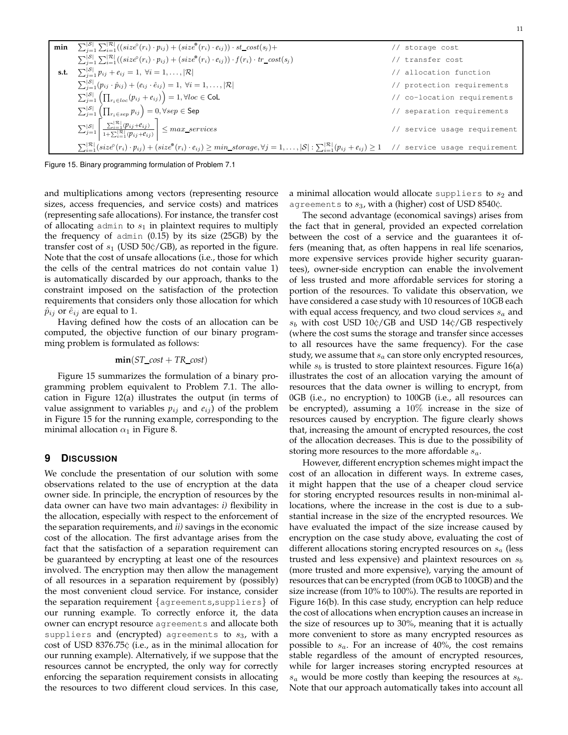$$
\begin{array}{lll}
\textbf{min} & \sum_{j=1}^{|\mathcal{S}|}\sum_{i=1}^{|\mathcal{R}|}((size^{\circ}(r_i)\cdot p_{ij})+(size^{\bullet}(r_i)\cdot e_{ij}))\cdot st\_cost(s_j)+ & \text{// storage cost}\\
 & \sum_{j=1}^{|\mathcal{S}|}\sum_{i=1}^{|\mathcal{R}|}((size^{\circ}(r_i)\cdot p_{ij})+(size^{\bullet}(r_i)\cdot e_{ij}))\cdot f(r_i)\cdot tr\_cost(s_j) & \text{// transfer cost}\\
\textbf{s.t.} & \sum_{j=1}^{|\mathcal{S}|} p_{ij}+e_{ij}=1,\ \forall i=1,\ldots,|\mathcal{R}| & \text{// allocation function}\\
 & \sum_{j=1}^{|\mathcal{S}|}(p_{ij}\cdot \hat{p}_{ij})+(e_{ij}\cdot \hat{e}_{ij})=1,\ \forall i=1,\ldots,|\mathcal{R}| & \text{// protection requirements}\\
 & \sum_{j=1}^{|\mathcal{S}|}\left(\prod_{r_i\in loc}(p_{ij}+e_{ij})\right)=1, \forall loc\in \mathsf{CoL} & \text{// co-location requirements}\\
 & \sum_{j=1}^{|\mathcal{S}|}\left(\prod_{r_i\in sep}p_{ij}\right)=0, \forall sep\in \mathsf{Sep} & \text{// separation requirements}\\
 & \sum_{j=1}^{|\mathcal{S}|}\left\lceil \frac{\sum_{i=1}^{|\mathcal{R}|}(p_{ij}+e_{ij})}{1+\sum_{i=1}^{|\mathcal{R}|}(p_{ij}+e_{ij})}\right\rceil \leq max\_services & \text{// service usage requirement}\\
 & \sum_{i=1}^{|\mathcal{R}|}(size^{\circ}(r_i)\cdot p_{ij})+(size^{\bullet}(r_i)\cdot e_{ij})\geq min\_storage, \forall j=1,\ldots,|\mathcal{S}|:\sum_{i=1}^{|\mathcal{R}|}(p_{ij}+e_{ij})\geq 1 & \text{// service usage requirement}
\end{array}
$$

Figure 15. Binary programming formulation of Problem 7.1

and multiplications among vectors (representing resource sizes, access frequencies, and service costs) and matrices (representing safe allocations). For instance, the transfer cost of allocating admin to $s_1$ in plaintext requires to multiply the frequency of admin (0.15) by its size (25GB) by the transfer cost of $s_1$ (USD 50¢/GB), as reported in the figure. Note that the cost of unsafe allocations (i.e., those for which the cells of the central matrices do not contain value 1) is automatically discarded by our approach, thanks to the constraint imposed on the satisfaction of the protection requirements that considers only those allocation for which $\hat{p}_{ij}$ or $\hat{e}_{ij}$ are equal to 1.

Having defined how the costs of an allocation can be computed, the objective function of our binary programming problem is formulated as follows:

$$\mathbf{min}(ST\_cost + TR\_cost)$$

Figure 15 summarizes the formulation of a binary programming problem equivalent to Problem 7.1. The allocation in Figure 12(a) illustrates the output (in terms of value assignment to variables $p_{ij}$ and $e_{ij}$) of the problem in Figure 15 for the running example, corresponding to the minimal allocation $\alpha_1$ in Figure 8.

# 9 Discussion

We conclude the presentation of our solution with some observations related to the use of encryption at the data owner side. In principle, the encryption of resources by the data owner can have two main advantages: *i)* flexibility in the allocation, especially with respect to the enforcement of the separation requirements, and *ii)* savings in the economic cost of the allocation. The first advantage arises from the fact that the satisfaction of a separation requirement can be guaranteed by encrypting at least one of the resources involved. The encryption may then allow the management of all resources in a separation requirement by (possibly) the most convenient cloud service. For instance, consider the separation requirement {agreements,suppliers} of our running example. To correctly enforce it, the data owner can encrypt resource agreements and allocate both suppliers and (encrypted) agreements to $s_3$, with a cost of USD 8376.75¢ (i.e., as in the minimal allocation for our running example). Alternatively, if we suppose that the resources cannot be encrypted, the only way for correctly enforcing the separation requirement consists in allocating the resources to two different cloud services. In this case, a minimal allocation would allocate suppliers to $s_2$ and agreements to $s_3$, with a (higher) cost of USD 8540¢.

The second advantage (economical savings) arises from the fact that in general, provided an expected correlation between the cost of a service and the guarantees it offers (meaning that, as often happens in real life scenarios, more expensive services provide higher security guarantees), owner-side encryption can enable the involvement of less trusted and more affordable services for storing a portion of the resources. To validate this observation, we have considered a case study with 10 resources of 10GB each with equal access frequency, and two cloud services $s_a$ and $s_b$ with cost USD 10¢/GB and USD 14¢/GB respectively (where the cost sums the storage and transfer since accesses to all resources have the same frequency). For the case study, we assume that $s_a$ can store only encrypted resources, while $s_b$ is trusted to store plaintext resources. Figure 16(a) illustrates the cost of an allocation varying the amount of resources that the data owner is willing to encrypt, from 0GB (i.e., no encryption) to 100GB (i.e., all resources can be encrypted), assuming a 10% increase in the size of resources caused by encryption. The figure clearly shows that, increasing the amount of encrypted resources, the cost of the allocation decreases. This is due to the possibility of storing more resources to the more affordable $s_a$.

However, different encryption schemes might impact the cost of an allocation in different ways. In extreme cases, it might happen that the use of a cheaper cloud service for storing encrypted resources results in non-minimal allocations, where the increase in the cost is due to a substantial increase in the size of the encrypted resources. We have evaluated the impact of the size increase caused by encryption on the case study above, evaluating the cost of different allocations storing encrypted resources on $s_a$ (less trusted and less expensive) and plaintext resources on $s_b$ (more trusted and more expensive), varying the amount of resources that can be encrypted (from 0GB to 100GB) and the size increase (from 10% to 100%). The results are reported in Figure 16(b). In this case study, encryption can help reduce the cost of allocations when encryption causes an increase in the size of resources up to 30%, meaning that it is actually more convenient to store as many encrypted resources as possible to $s_a$. For an increase of 40%, the cost remains stable regardless of the amount of encrypted resources, while for larger increases storing encrypted resources at $s_a$ would be more costly than keeping the resources at $s_b$. Note that our approach automatically takes into account all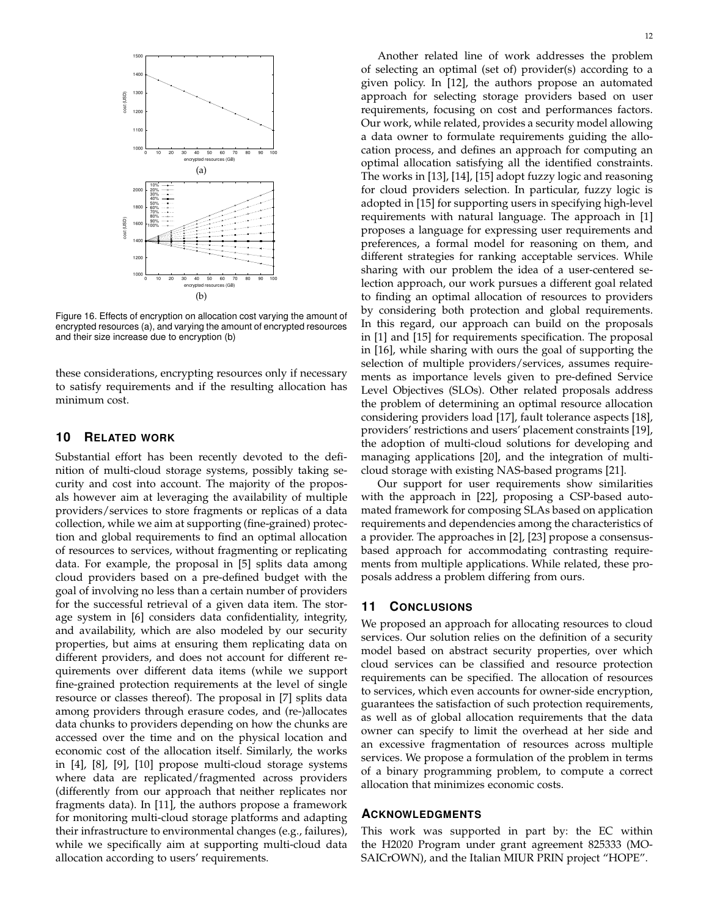Figure 16. Effects of encryption on allocation cost varying the amount of encrypted resources (a), and varying the amount of encrypted resources and their size increase due to encryption (b)

these considerations, encrypting resources only if necessary to satisfy requirements and if the resulting allocation has minimum cost.

## 10 Related work

Substantial effort has been recently devoted to the definition of multi-cloud storage systems, possibly taking security and cost into account. The majority of the proposals however aim at leveraging the availability of multiple providers/services to store fragments or replicas of a data collection, while we aim at supporting (fine-grained) protection and global requirements to find an optimal allocation of resources to services, without fragmenting or replicating data. For example, the proposal in [5] splits data among cloud providers based on a pre-defined budget with the goal of involving no less than a certain number of providers for the successful retrieval of a given data item. The storage system in [6] considers data confidentiality, integrity, and availability, which are also modeled by our security properties, but aims at ensuring them replicating data on different providers, and does not account for different requirements over different data items (while we support fine-grained protection requirements at the level of single resource or classes thereof). The proposal in [7] splits data among providers through erasure codes, and (re-)allocates data chunks to providers depending on how the chunks are accessed over the time and on the physical location and economic cost of the allocation itself. Similarly, the works in [4], [8], [9], [10] propose multi-cloud storage systems where data are replicated/fragmented across providers (differently from our approach that neither replicates nor fragments data). In [11], the authors propose a framework for monitoring multi-cloud storage platforms and adapting their infrastructure to environmental changes (e.g., failures), while we specifically aim at supporting multi-cloud data allocation according to users' requirements.

Another related line of work addresses the problem of selecting an optimal (set of) provider(s) according to a given policy. In [12], the authors propose an automated approach for selecting storage providers based on user requirements, focusing on cost and performances factors. Our work, while related, provides a security model allowing a data owner to formulate requirements guiding the allocation process, and defines an approach for computing an optimal allocation satisfying all the identified constraints. The works in [13], [14], [15] adopt fuzzy logic and reasoning for cloud providers selection. In particular, fuzzy logic is adopted in [15] for supporting users in specifying high-level requirements with natural language. The approach in [1] proposes a language for expressing user requirements and preferences, a formal model for reasoning on them, and different strategies for ranking acceptable services. While sharing with our problem the idea of a user-centered selection approach, our work pursues a different goal related to finding an optimal allocation of resources to providers by considering both protection and global requirements. In this regard, our approach can build on the proposals in [1] and [15] for requirements specification. The proposal in [16], while sharing with ours the goal of supporting the selection of multiple providers/services, assumes requirements as importance levels given to pre-defined Service Level Objectives (SLOs). Other related proposals address the problem of determining an optimal resource allocation considering providers load [17], fault tolerance aspects [18], providers' restrictions and users' placement constraints [19], the adoption of multi-cloud solutions for developing and managing applications [20], and the integration of multi-cloud storage with existing NAS-based programs [21].

Our support for user requirements show similarities with the approach in [22], proposing a CSP-based automated framework for composing SLAs based on application requirements and dependencies among the characteristics of a provider. The approaches in [2], [23] propose a consensus-based approach for accommodating contrasting requirements from multiple applications. While related, these proposals address a problem differing from ours.

## 11 Conclusions

We proposed an approach for allocating resources to cloud services. Our solution relies on the definition of a security model based on abstract security properties, over which cloud services can be classified and resource protection requirements can be specified. The allocation of resources to services, which even accounts for owner-side encryption, guarantees the satisfaction of such protection requirements, as well as of global allocation requirements that the data owner can specify to limit the overhead at her side and an excessive fragmentation of resources across multiple services. We propose a formulation of the problem in terms of a binary programming problem, to compute a correct allocation that minimizes economic costs.

## Acknowledgments

This work was supported in part by: the EC within the H2020 Program under grant agreement 825333 (MOSAICrOWN), and the Italian MIUR PRIN project "HOPE".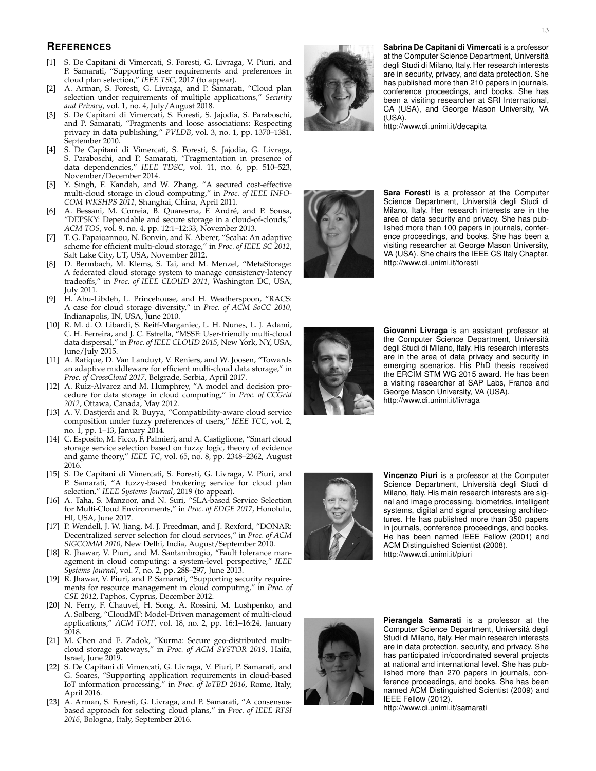## References

[1] S. De Capitani di Vimercati, S. Foresti, G. Livraga, V. Piuri, and P. Samarati, "Supporting user requirements and preferences in cloud plan selection," *IEEE TSC*, 2017 (to appear).

[2] A. Arman, S. Foresti, G. Livraga, and P. Samarati, "Cloud plan selection under requirements of multiple applications," *Security and Privacy*, vol. 1, no. 4, July/August 2018.

[3] S. De Capitani di Vimercati, S. Foresti, S. Jajodia, S. Paraboschi, and P. Samarati, "Fragments and loose associations: Respecting privacy in data publishing," *PVLDB*, vol. 3, no. 1, pp. 1370–1381, September 2010.

[4] S. De Capitani di Vimercati, S. Foresti, S. Jajodia, G. Livraga, S. Paraboschi, and P. Samarati, "Fragmentation in presence of data dependencies," *IEEE TDSC*, vol. 11, no. 6, pp. 510–523, November/December 2014.

[5] Y. Singh, F. Kandah, and W. Zhang, "A secured cost-effective multi-cloud storage in cloud computing," in *Proc. of IEEE INFOCOM WKSHPS 2011*, Shanghai, China, April 2011.

[6] A. Bessani, M. Correia, B. Quaresma, F. André, and P. Sousa, "DEPSKY: Dependable and secure storage in a cloud-of-clouds," *ACM TOS*, vol. 9, no. 4, pp. 12:1–12:33, November 2013.

[7] T. G. Papaioannou, N. Bonvin, and K. Aberer, "Scalia: An adaptive scheme for efficient multi-cloud storage," in *Proc. of IEEE SC 2012*, Salt Lake City, UT, USA, November 2012.

[8] D. Bermbach, M. Klems, S. Tai, and M. Menzel, "MetaStorage: A federated cloud storage system to manage consistency-latency tradeoffs," in *Proc. of IEEE CLOUD 2011*, Washington DC, USA, July 2011.

[9] H. Abu-Libdeh, L. Princehouse, and H. Weatherspoon, "RACS: A case for cloud storage diversity," in *Proc. of ACM SoCC 2010*, Indianapolis, IN, USA, June 2010.

[10] R. M. d. O. Libardi, S. Reiff-Marganiec, L. H. Nunes, L. J. Adami, C. H. Ferreira, and J. C. Estrella, "MSSF: User-friendly multi-cloud data dispersal," in *Proc. of IEEE CLOUD 2015*, New York, NY, USA, June/July 2015.

[11] A. Rafique, D. Van Landuyt, V. Reniers, and W. Joosen, "Towards an adaptive middleware for efficient multi-cloud data storage," in *Proc. of CrossCloud 2017*, Belgrade, Serbia, April 2017.

[12] A. Ruiz-Alvarez and M. Humphrey, "A model and decision procedure for data storage in cloud computing," in *Proc. of CCGrid 2012*, Ottawa, Canada, May 2012.

[13] A. V. Dastjerdi and R. Buyya, "Compatibility-aware cloud service composition under fuzzy preferences of users," *IEEE TCC*, vol. 2, no. 1, pp. 1–13, January 2014.

[14] C. Esposito, M. Ficco, F. Palmieri, and A. Castiglione, "Smart cloud storage service selection based on fuzzy logic, theory of evidence and game theory," *IEEE TC*, vol. 65, no. 8, pp. 2348–2362, August 2016.

[15] S. De Capitani di Vimercati, S. Foresti, G. Livraga, V. Piuri, and P. Samarati, "A fuzzy-based brokering service for cloud plan selection," *IEEE Systems Journal*, 2019 (to appear).

[16] A. Taha, S. Manzoor, and N. Suri, "SLA-based Service Selection for Multi-Cloud Environments," in *Proc. of EDGE 2017*, Honolulu, HI, USA, June 2017.

[17] P. Wendell, J. W. Jiang, M. J. Freedman, and J. Rexford, "DONAR: Decentralized server selection for cloud services," in *Proc. of ACM SIGCOMM 2010*, New Delhi, India, August/September 2010.

[18] R. Jhawar, V. Piuri, and M. Santambrogio, "Fault tolerance management in cloud computing: a system-level perspective," *IEEE Systems Journal*, vol. 7, no. 2, pp. 288–297, June 2013.

[19] R. Jhawar, V. Piuri, and P. Samarati, "Supporting security requirements for resource management in cloud computing," in *Proc. of CSE 2012*, Paphos, Cyprus, December 2012.

[20] N. Ferry, F. Chauvel, H. Song, A. Rossini, M. Lushpenko, and A. Solberg, "CloudMF: Model-Driven management of multi-cloud applications," *ACM TOIT*, vol. 18, no. 2, pp. 16:1–16:24, January 2018.

[21] M. Chen and E. Zadok, "Kurma: Secure geo-distributed multi-cloud storage gateways," in *Proc. of ACM SYSTOR 2019*, Haifa, Israel, June 2019.

[22] S. De Capitani di Vimercati, G. Livraga, V. Piuri, P. Samarati, and G. Soares, "Supporting application requirements in cloud-based IoT information processing," in *Proc. of IoTBD 2016*, Rome, Italy, April 2016.

[23] A. Arman, S. Foresti, G. Livraga, and P. Samarati, "A consensus-based approach for selecting cloud plans," in *Proc. of IEEE RTSI 2016*, Bologna, Italy, September 2016.

**Sabrina De Capitani di Vimercati** is a professor at the Computer Science Department, Università degli Studi di Milano, Italy. Her research interests are in security, privacy, and data protection. She has published more than 210 papers in journals, conference proceedings, and books. She has been a visiting researcher at SRI International, CA (USA), and George Mason University, VA (USA).
http://www.di.unimi.it/decapita

**Sara Foresti** is a professor at the Computer Science Department, Università degli Studi di Milano, Italy. Her research interests are in the area of data security and privacy. She has published more than 100 papers in journals, conference proceedings, and books. She has been a visiting researcher at George Mason University, VA (USA). She chairs the IEEE CS Italy Chapter.
http://www.di.unimi.it/foresti

**Giovanni Livraga** is an assistant professor at the Computer Science Department, Università degli Studi di Milano, Italy. His research interests are in the area of data privacy and security in emerging scenarios. His PhD thesis received the ERCIM STM WG 2015 award. He has been a visiting researcher at SAP Labs, France and George Mason University, VA (USA).
http://www.di.unimi.it/livraga

**Vincenzo Piuri** is a professor at the Computer Science Department, Università degli Studi di Milano, Italy. His main research interests are signal and image processing, biometrics, intelligent systems, digital and signal processing architectures. He has published more than 350 papers in journals, conference proceedings, and books. He has been named IEEE Fellow (2001) and ACM Distinguished Scientist (2008).
http://www.di.unimi.it/piuri

**Pierangela Samarati** is a professor at the Computer Science Department, Università degli Studi di Milano, Italy. Her main research interests are in data protection, security, and privacy. She has participated in/coordinated several projects at national and international level. She has published more than 270 papers in journals, conference proceedings, and books. She has been named ACM Distinguished Scientist (2009) and IEEE Fellow (2012).
http://www.di.unimi.it/samarati